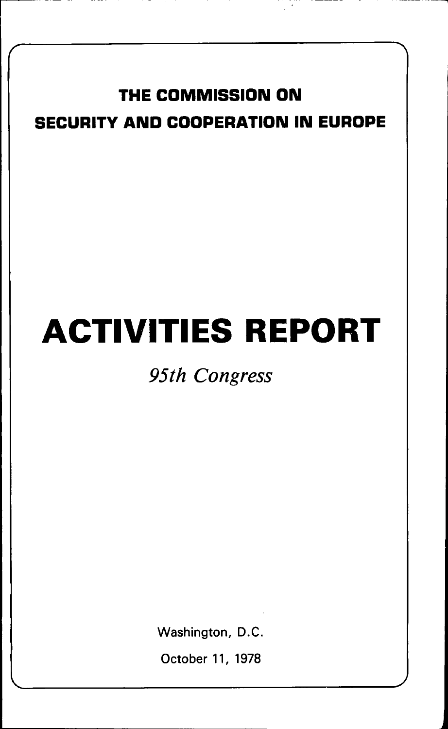# THE COMMISSION ON SECURITY AND COOPERATION IN EUROPE

# ACTIVITIES REPORT

*95th Congress*

Washington, D.C.

October 11, 1978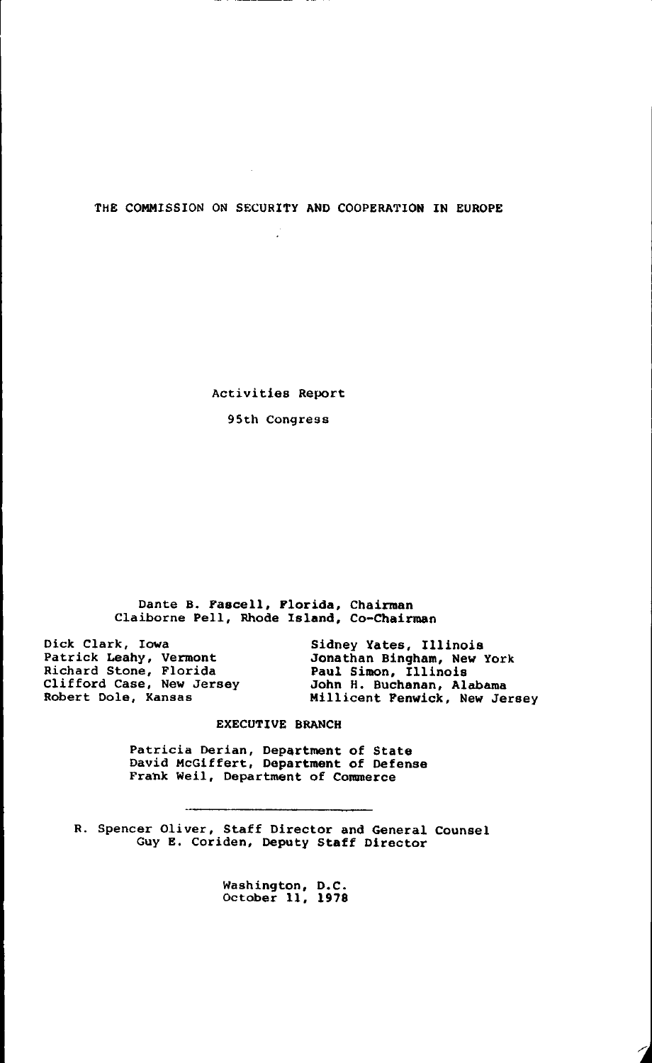# THE COMMISSION ON SECURITY AND COOPERATION IN EUROPE

Activities Report

95th Congress

Dante B. Fascell, Florida, Chairman
Claiborne Pell, Rhode Island, Co-Chairman

Dick Clark, Iowa
Patrick Leahy, Vermont
Richard Stone, Florida
Clifford Case, New Jersey
Robert Dole, Kansas

Sidney Yates, Illinois
Jonathan Bingham, New York
Paul Simon, Illinois
John H. Buchanan, Alabama
Millicent Fenwick, New Jersey

EXECUTIVE BRANCH

Patricia Derian, Department of State
David McGiffert, Department of Defense
Frank Weil, Department of Commerce

---

R. Spencer Oliver, Staff Director and General Counsel
Guy E. Coriden, Deputy Staff Director

Washington, D.C.
October 11, 1978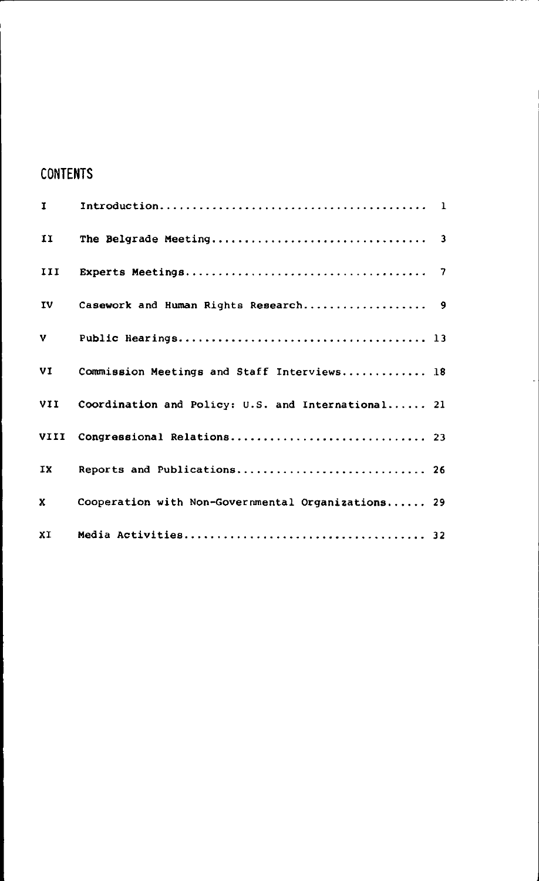## CONTENTS

| | | |
|---|---|---|
| I | Introduction | 1 |
| II | The Belgrade Meeting | 3 |
| III | Experts Meetings | 7 |
| IV | Casework and Human Rights Research | 9 |
| V | Public Hearings | 13 |
| VI | Commission Meetings and Staff Interviews | 18 |
| VII | Coordination and Policy: U.S. and International | 21 |
| VIII | Congressional Relations | 23 |
| IX | Reports and Publications | 26 |
| X | Cooperation with Non-Governmental Organizations | 29 |
| XI | Media Activities | 32 |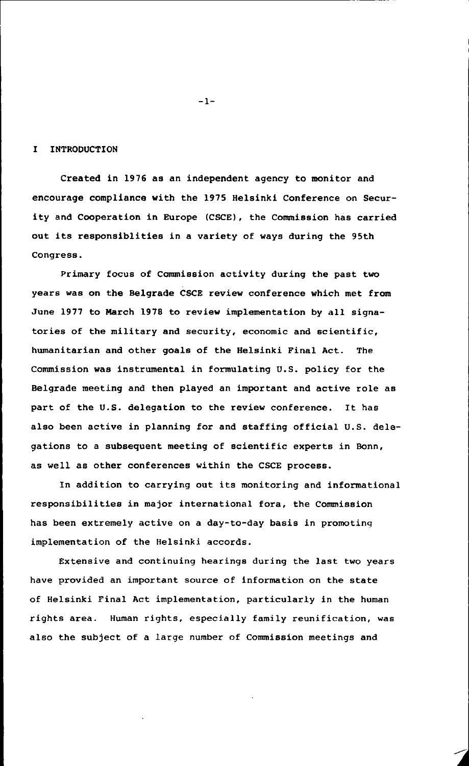# I INTRODUCTION

Created in 1976 as an independent agency to monitor and encourage compliance with the 1975 Helsinki Conference on Security and Cooperation in Europe (CSCE), the Commission has carried out its responsiblities in a variety of ways during the 95th Congress.

Primary focus of Commission activity during the past two years was on the Belgrade CSCE review conference which met from June 1977 to March 1978 to review implementation by all signatories of the military and security, economic and scientific, humanitarian and other goals of the Helsinki Final Act. The Commission was instrumental in formulating U.S. policy for the Belgrade meeting and then played an important and active role as part of the U.S. delegation to the review conference. It has also been active in planning for and staffing official U.S. delegations to a subsequent meeting of scientific experts in Bonn, as well as other conferences within the CSCE process.

In addition to carrying out its monitoring and informational responsibilities in major international fora, the Commission has been extremely active on a day-to-day basis in promoting implementation of the Helsinki accords.

Extensive and continuing hearings during the last two years have provided an important source of information on the state of Helsinki Final Act implementation, particularly in the human rights area. Human rights, especially family reunification, was also the subject of a large number of Commission meetings and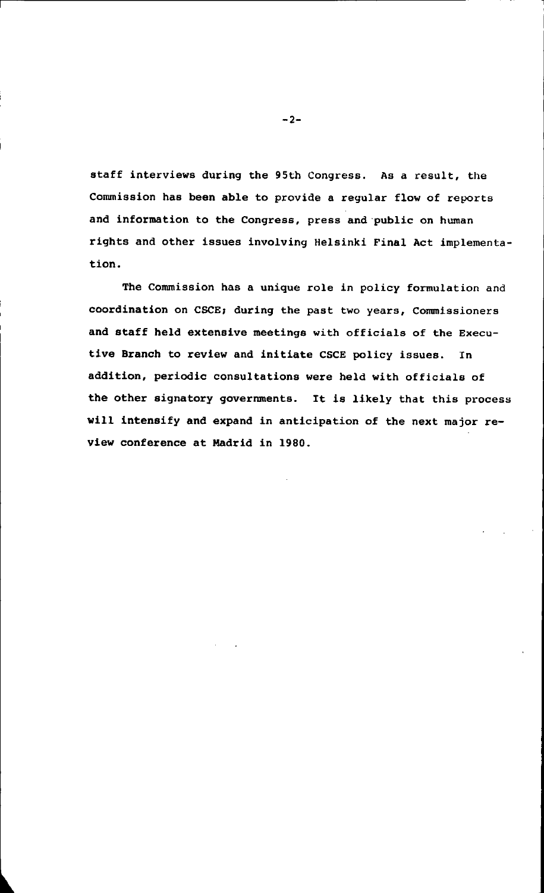staff interviews during the 95th Congress. As a result, the Commission has been able to provide a regular flow of reports and information to the Congress, press and public on human rights and other issues involving Helsinki Final Act implementation.

The Commission has a unique role in policy formulation and coordination on CSCE; during the past two years, Commissioners and staff held extensive meetings with officials of the Executive Branch to review and initiate CSCE policy issues. In addition, periodic consultations were held with officials of the other signatory governments. It is likely that this process will intensify and expand in anticipation of the next major review conference at Madrid in 1980.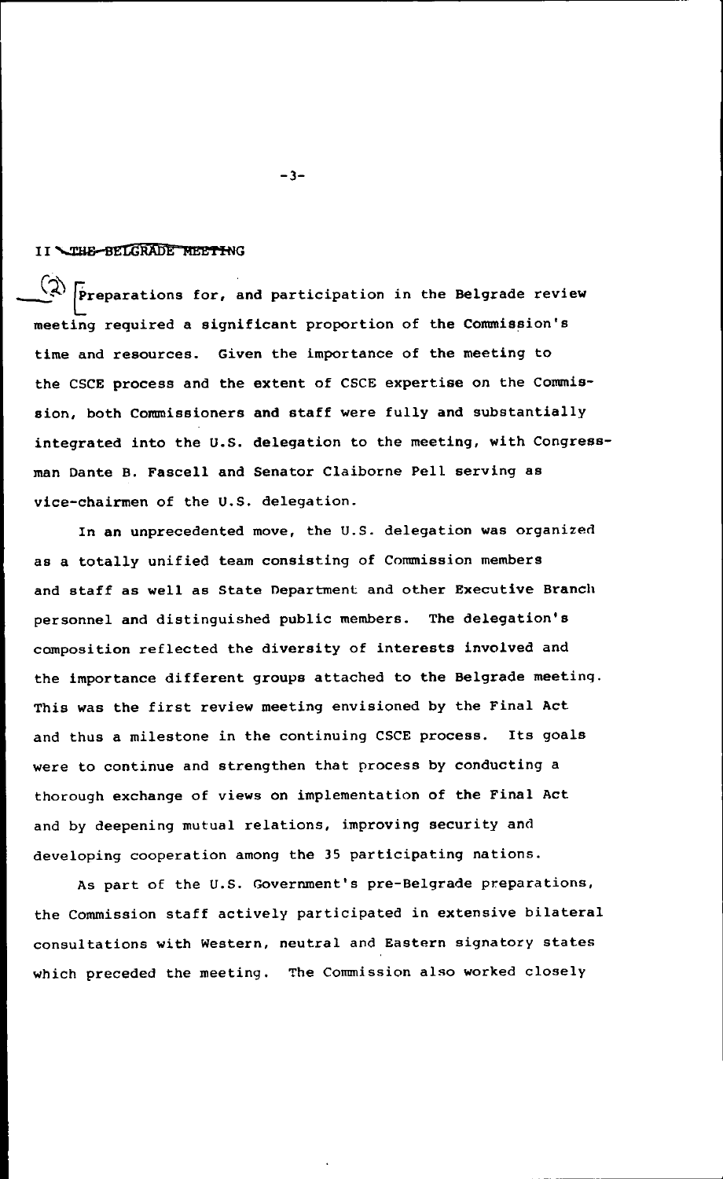## II THE BELGRADE MEETING

(2) Preparations for, and participation in the Belgrade review meeting required a significant proportion of the Commission's time and resources. Given the importance of the meeting to the CSCE process and the extent of CSCE expertise on the Commission, both Commissioners and staff were fully and substantially integrated into the U.S. delegation to the meeting, with Congressman Dante B. Fascell and Senator Claiborne Pell serving as vice-chairmen of the U.S. delegation.

In an unprecedented move, the U.S. delegation was organized as a totally unified team consisting of Commission members and staff as well as State Department and other Executive Branch personnel and distinguished public members. The delegation's composition reflected the diversity of interests involved and the importance different groups attached to the Belgrade meeting. This was the first review meeting envisioned by the Final Act and thus a milestone in the continuing CSCE process. Its goals were to continue and strengthen that process by conducting a thorough exchange of views on implementation of the Final Act and by deepening mutual relations, improving security and developing cooperation among the 35 participating nations.

As part of the U.S. Government's pre-Belgrade preparations, the Commission staff actively participated in extensive bilateral consultations with Western, neutral and Eastern signatory states which preceded the meeting. The Commission also worked closely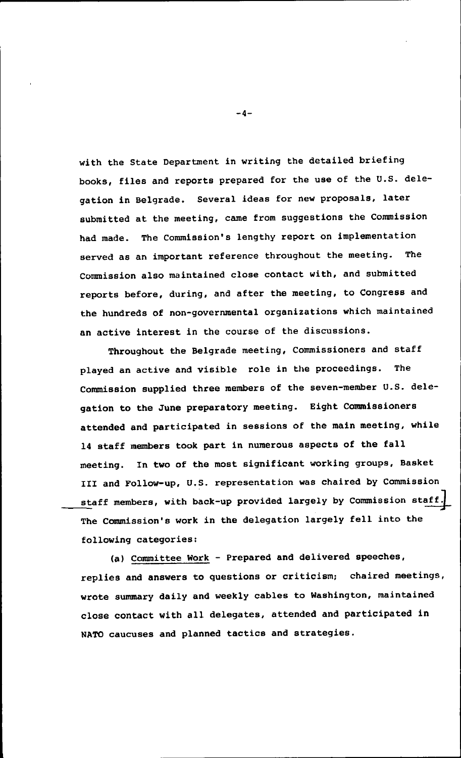with the State Department in writing the detailed briefing books, files and reports prepared for the use of the U.S. delegation in Belgrade. Several ideas for new proposals, later submitted at the meeting, came from suggestions the Commission had made. The Commission's lengthy report on implementation served as an important reference throughout the meeting. The Commission also maintained close contact with, and submitted reports before, during, and after the meeting, to Congress and the hundreds of non-governmental organizations which maintained an active interest in the course of the discussions.

Throughout the Belgrade meeting, Commissioners and staff played an active and visible role in the proceedings. The Commission supplied three members of the seven-member U.S. delegation to the June preparatory meeting. Eight Commissioners attended and participated in sessions of the main meeting, while 14 staff members took part in numerous aspects of the fall meeting. In two of the most significant working groups, Basket III and Follow-up, U.S. representation was chaired by Commission staff members, with back-up provided largely by Commission staff. The Commission's work in the delegation largely fell into the following categories:

(a) Committee Work - Prepared and delivered speeches, replies and answers to questions or criticism; chaired meetings, wrote summary daily and weekly cables to Washington, maintained close contact with all delegates, attended and participated in NATO caucuses and planned tactics and strategies.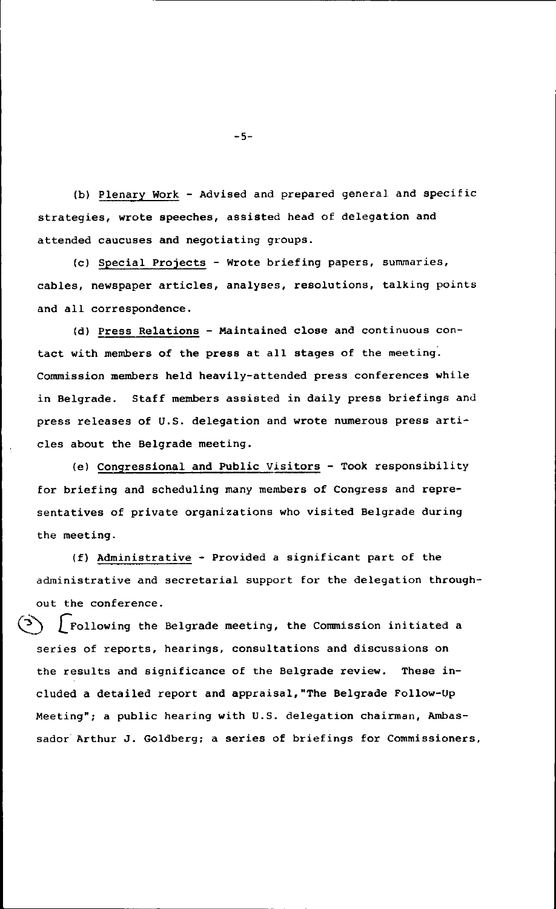(b) Plenary Work - Advised and prepared general and specific strategies, wrote speeches, assisted head of delegation and attended caucuses and negotiating groups.

(c) Special Projects - Wrote briefing papers, summaries, cables, newspaper articles, analyses, resolutions, talking points and all correspondence.

(d) Press Relations - Maintained close and continuous contact with members of the press at all stages of the meeting. Commission members held heavily-attended press conferences while in Belgrade. Staff members assisted in daily press briefings and press releases of U.S. delegation and wrote numerous press articles about the Belgrade meeting.

(e) Congressional and Public Visitors - Took responsibility for briefing and scheduling many members of Congress and representatives of private organizations who visited Belgrade during the meeting.

(f) Administrative - Provided a significant part of the administrative and secretarial support for the delegation throughout the conference.

Following the Belgrade meeting, the Commission initiated a series of reports, hearings, consultations and discussions on the results and significance of the Belgrade review. These included a detailed report and appraisal, "The Belgrade Follow-Up Meeting"; a public hearing with U.S. delegation chairman, Ambassador Arthur J. Goldberg; a series of briefings for Commissioners,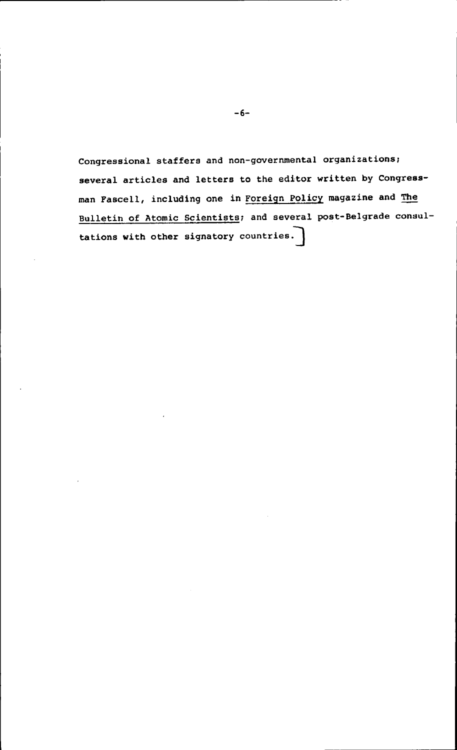Congressional staffers and non-governmental organizations; several articles and letters to the editor written by Congressman Fascell, including one in Foreign Policy magazine and The Bulletin of Atomic Scientists; and several post-Belgrade consultations with other signatory countries.]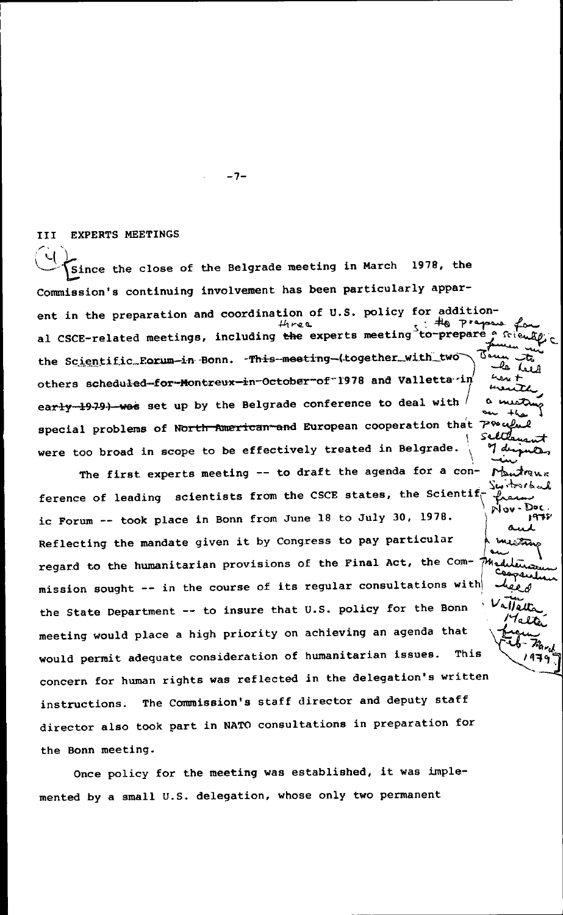## III EXPERTS MEETINGS

(4) Since the close of the Belgrade meeting in March 1978, the Commission's continuing involvement has been particularly apparent in the preparation and coordination of U.S. policy for additional CSCE-related meetings, including ~~the~~ three experts meeting to prepare for the Scientific Forum in Bonn. ~~This meeting (together with two others scheduled for Montreux in October of 1978 and Valletta in early 1979) was~~ set up by the Belgrade conference to deal with special problems of ~~North American and~~ European cooperation that were too broad in scope to be effectively treated in Belgrade.

*[Handwritten marginal insertions: "; to prepare for a scientific forum in Bonn to be held next month, a meeting on the peaceful settlement of disputes in Montreux Switzerland from Nov-Dec. 1978 and a meeting on Mediterranean Cooperation held in Valletta, Malta from Feb-March 1979"]*

The first experts meeting -- to draft the agenda for a conference of leading scientists from the CSCE states, the Scientific Forum -- took place in Bonn from June 18 to July 30, 1978. Reflecting the mandate given it by Congress to pay particular regard to the humanitarian provisions of the Final Act, the Commission sought -- in the course of its regular consultations with the State Department -- to insure that U.S. policy for the Bonn meeting would place a high priority on achieving an agenda that would permit adequate consideration of humanitarian issues. This concern for human rights was reflected in the delegation's written instructions. The Commission's staff director and deputy staff director also took part in NATO consultations in preparation for the Bonn meeting.

Once policy for the meeting was established, it was implemented by a small U.S. delegation, whose only two permanent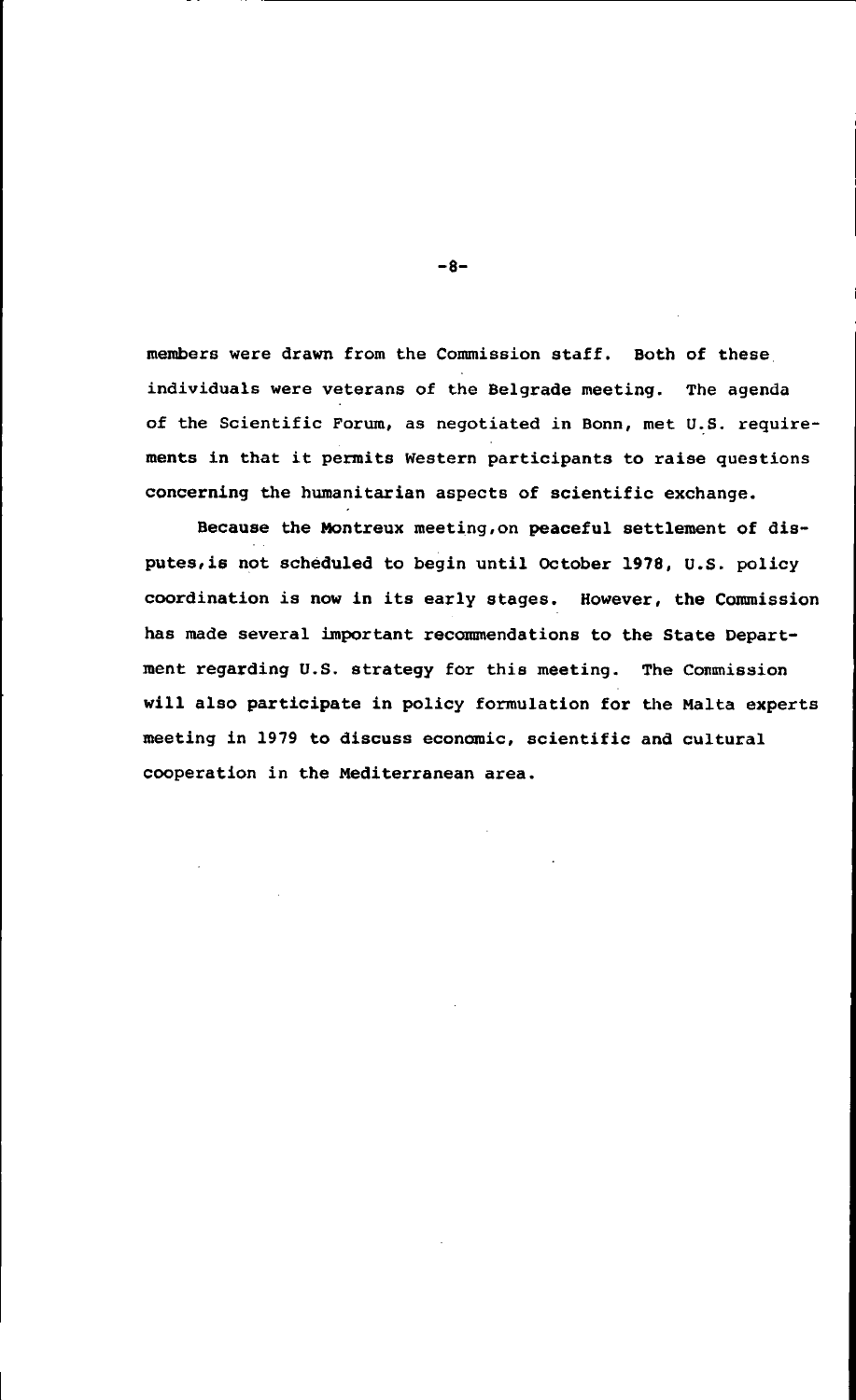members were drawn from the Commission staff. Both of these individuals were veterans of the Belgrade meeting. The agenda of the Scientific Forum, as negotiated in Bonn, met U.S. requirements in that it permits Western participants to raise questions concerning the humanitarian aspects of scientific exchange.

Because the Montreux meeting,on peaceful settlement of disputes,is not scheduled to begin until October 1978, U.S. policy coordination is now in its early stages. However, the Commission has made several important recommendations to the State Department regarding U.S. strategy for this meeting. The Commission will also participate in policy formulation for the Malta experts meeting in 1979 to discuss economic, scientific and cultural cooperation in the Mediterranean area.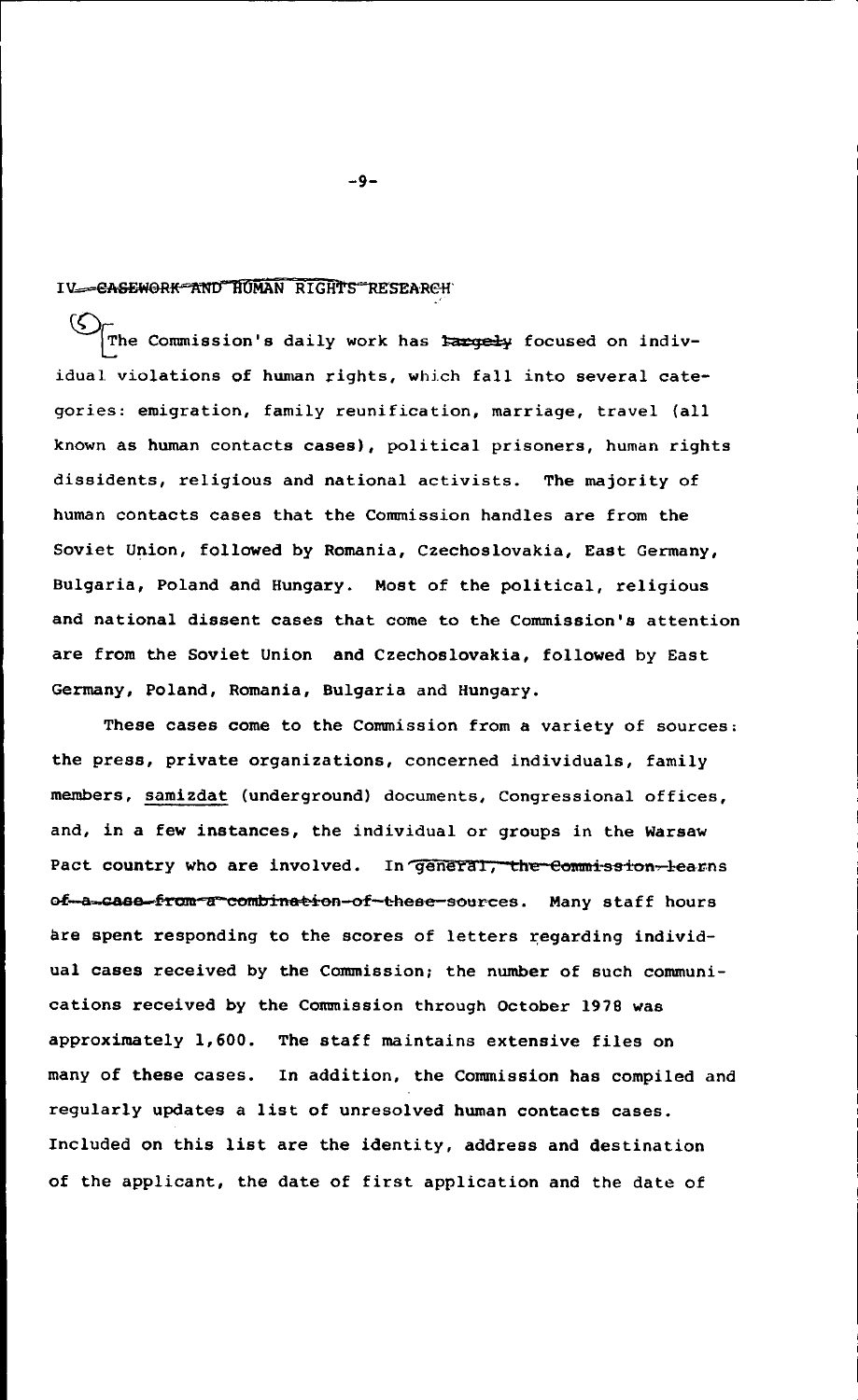## IV. CASEWORK AND HUMAN RIGHTS RESEARCH

The Commission's daily work has largely focused on individual violations of human rights, which fall into several categories: emigration, family reunification, marriage, travel (all known as human contacts cases), political prisoners, human rights dissidents, religious and national activists. The majority of human contacts cases that the Commission handles are from the Soviet Union, followed by Romania, Czechoslovakia, East Germany, Bulgaria, Poland and Hungary. Most of the political, religious and national dissent cases that come to the Commission's attention are from the Soviet Union and Czechoslovakia, followed by East Germany, Poland, Romania, Bulgaria and Hungary.

These cases come to the Commission from a variety of sources: the press, private organizations, concerned individuals, family members, samizdat (underground) documents, Congressional offices, and, in a few instances, the individual or groups in the Warsaw Pact country who are involved. In general, the Commission learns of a case from a combination of these sources. Many staff hours are spent responding to the scores of letters regarding individual cases received by the Commission; the number of such communications received by the Commission through October 1978 was approximately 1,600. The staff maintains extensive files on many of these cases. In addition, the Commission has compiled and regularly updates a list of unresolved human contacts cases. Included on this list are the identity, address and destination of the applicant, the date of first application and the date of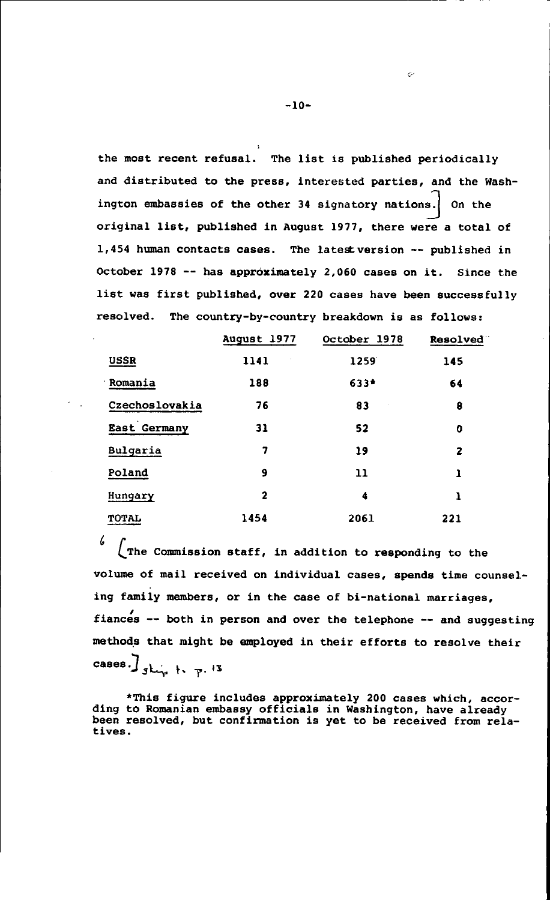the most recent refusal. The list is published periodically and distributed to the press, interested parties, and the Washington embassies of the other 34 signatory nations. On the original list, published in August 1977, there were a total of 1,454 human contacts cases. The latest version -- published in October 1978 -- has approximately 2,060 cases on it. Since the list was first published, over 220 cases have been successfully resolved. The country-by-country breakdown is as follows:

| | August 1977 | October 1978 | Resolved |
|---|---|---|---|
| USSR | 1141 | 1259 | 145 |
| Romania | 188 | 633* | 64 |
| Czechoslovakia | 76 | 83 | 8 |
| East Germany | 31 | 52 | 0 |
| Bulgaria | 7 | 19 | 2 |
| Poland | 9 | 11 | 1 |
| Hungary | 2 | 4 | 1 |
| TOTAL | 1454 | 2061 | 221 |

The Commission staff, in addition to responding to the volume of mail received on individual cases, spends time counseling family members, or in the case of bi-national marriages, fiancés -- both in person and over the telephone -- and suggesting methods that might be employed in their efforts to resolve their cases. skip to p. 13

*This figure includes approximately 200 cases which, according to Romanian embassy officials in Washington, have already been resolved, but confirmation is yet to be received from relatives.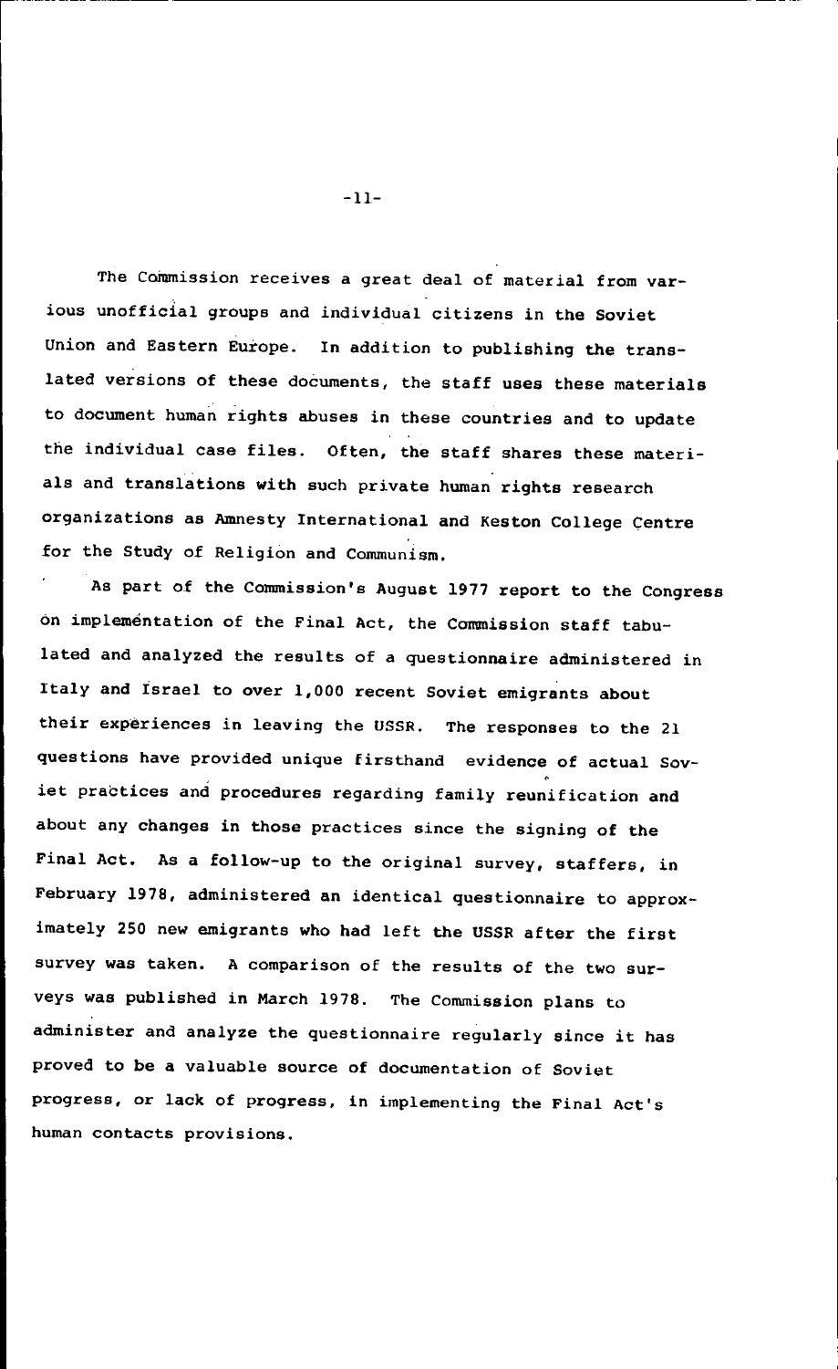The Commission receives a great deal of material from various unofficial groups and individual citizens in the Soviet Union and Eastern Europe. In addition to publishing the translated versions of these documents, the staff uses these materials to document human rights abuses in these countries and to update the individual case files. Often, the staff shares these materials and translations with such private human rights research organizations as Amnesty International and Keston College Centre for the Study of Religion and Communism.

As part of the Commission's August 1977 report to the Congress on implementation of the Final Act, the Commission staff tabulated and analyzed the results of a questionnaire administered in Italy and Israel to over 1,000 recent Soviet emigrants about their experiences in leaving the USSR. The responses to the 21 questions have provided unique firsthand evidence of actual Soviet practices and procedures regarding family reunification and about any changes in those practices since the signing of the Final Act. As a follow-up to the original survey, staffers, in February 1978, administered an identical questionnaire to approximately 250 new emigrants who had left the USSR after the first survey was taken. A comparison of the results of the two surveys was published in March 1978. The Commission plans to administer and analyze the questionnaire regularly since it has proved to be a valuable source of documentation of Soviet progress, or lack of progress, in implementing the Final Act's human contacts provisions.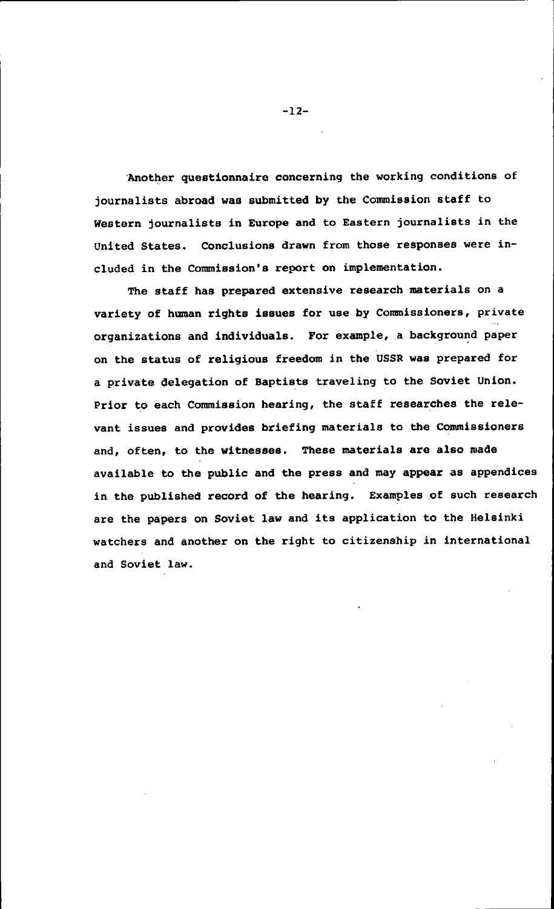Another questionnaire concerning the working conditions of journalists abroad was submitted by the Commission staff to Western journalists in Europe and to Eastern journalists in the United States. Conclusions drawn from those responses were included in the Commission's report on implementation.

The staff has prepared extensive research materials on a variety of human rights issues for use by Commissioners, private organizations and individuals. For example, a background paper on the status of religious freedom in the USSR was prepared for a private delegation of Baptists traveling to the Soviet Union. Prior to each Commission hearing, the staff researches the relevant issues and provides briefing materials to the Commissioners and, often, to the witnesses. These materials are also made available to the public and the press and may appear as appendices in the published record of the hearing. Examples of such research are the papers on Soviet law and its application to the Helsinki watchers and another on the right to citizenship in international and Soviet law.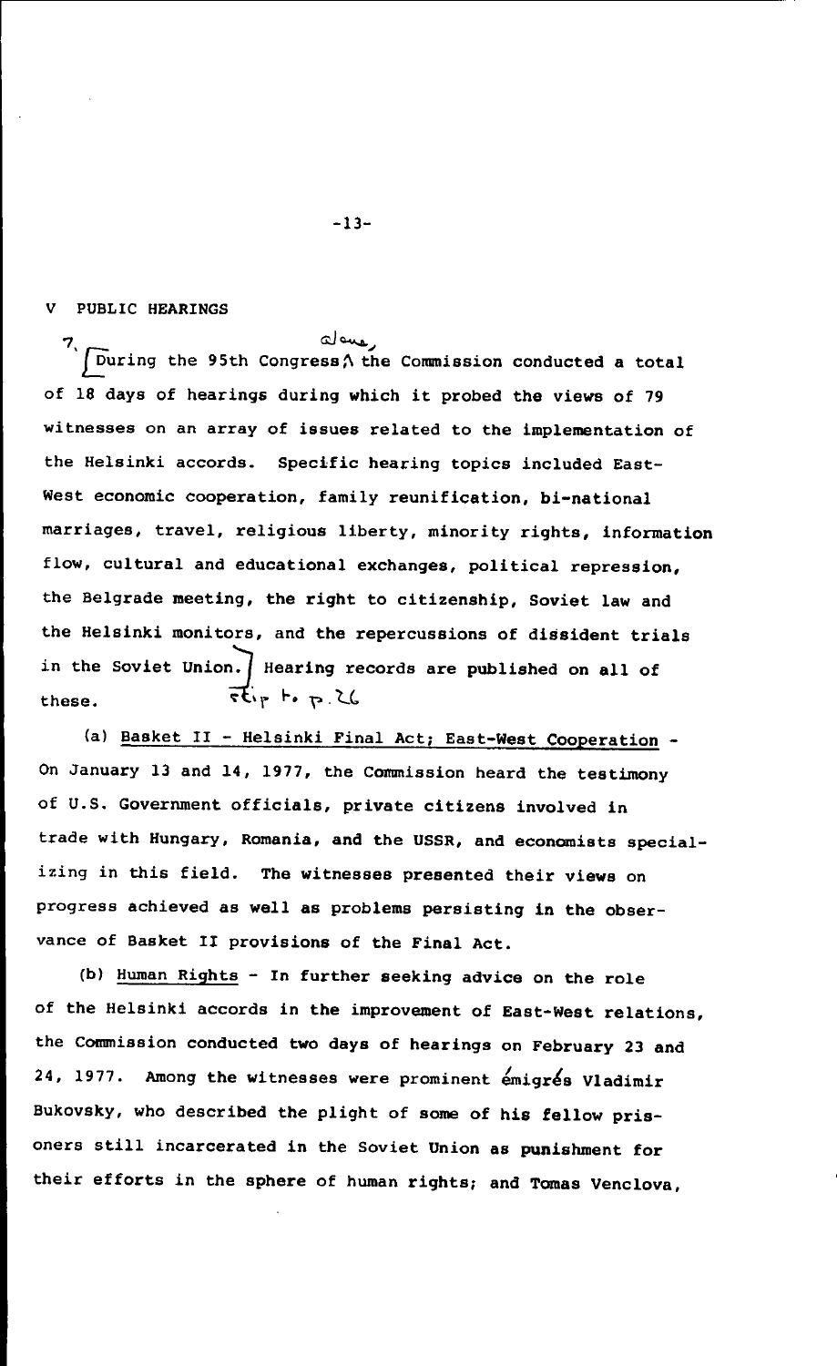## V PUBLIC HEARINGS

During the 95th Congress alone, the Commission conducted a total of 18 days of hearings during which it probed the views of 79 witnesses on an array of issues related to the implementation of the Helsinki accords. Specific hearing topics included East-West economic cooperation, family reunification, bi-national marriages, travel, religious liberty, minority rights, information flow, cultural and educational exchanges, political repression, the Belgrade meeting, the right to citizenship, Soviet law and the Helsinki monitors, and the repercussions of dissident trials in the Soviet Union. Hearing records are published on all of these.

(a) Basket II - Helsinki Final Act; East-West Cooperation - On January 13 and 14, 1977, the Commission heard the testimony of U.S. Government officials, private citizens involved in trade with Hungary, Romania, and the USSR, and economists specializing in this field. The witnesses presented their views on progress achieved as well as problems persisting in the observance of Basket II provisions of the Final Act.

(b) Human Rights - In further seeking advice on the role of the Helsinki accords in the improvement of East-West relations, the Commission conducted two days of hearings on February 23 and 24, 1977. Among the witnesses were prominent émigrés Vladimir Bukovsky, who described the plight of some of his fellow prisoners still incarcerated in the Soviet Union as punishment for their efforts in the sphere of human rights; and Tomas Venclova,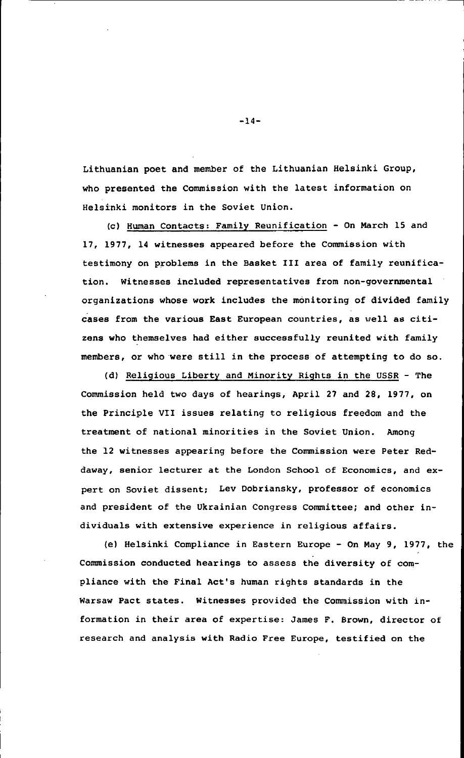Lithuanian poet and member of the Lithuanian Helsinki Group, who presented the Commission with the latest information on Helsinki monitors in the Soviet Union.

(c) Human Contacts: Family Reunification - On March 15 and 17, 1977, 14 witnesses appeared before the Commission with testimony on problems in the Basket III area of family reunification. Witnesses included representatives from non-governmental organizations whose work includes the monitoring of divided family cases from the various East European countries, as well as citizens who themselves had either successfully reunited with family members, or who were still in the process of attempting to do so.

(d) Religious Liberty and Minority Rights in the USSR - The Commission held two days of hearings, April 27 and 28, 1977, on the Principle VII issues relating to religious freedom and the treatment of national minorities in the Soviet Union. Among the 12 witnesses appearing before the Commission were Peter Reddaway, senior lecturer at the London School of Economics, and expert on Soviet dissent; Lev Dobriansky, professor of economics and president of the Ukrainian Congress Committee; and other individuals with extensive experience in religious affairs.

(e) Helsinki Compliance in Eastern Europe - On May 9, 1977, the Commission conducted hearings to assess the diversity of compliance with the Final Act's human rights standards in the Warsaw Pact states. Witnesses provided the Commission with information in their area of expertise: James F. Brown, director of research and analysis with Radio Free Europe, testified on the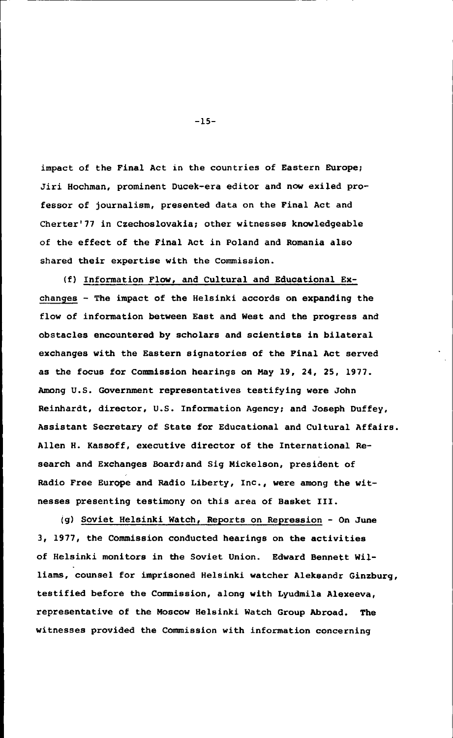impact of the Final Act in the countries of Eastern Europe; Jiri Hochman, prominent Ducek-era editor and now exiled professor of journalism, presented data on the Final Act and Cherter'77 in Czechoslovakia; other witnesses knowledgeable of the effect of the Final Act in Poland and Romania also shared their expertise with the Commission.

(f) Information Flow, and Cultural and Educational Exchanges - The impact of the Helsinki accords on expanding the flow of information between East and West and the progress and obstacles encountered by scholars and scientists in bilateral exchanges with the Eastern signatories of the Final Act served as the focus for Commission hearings on May 19, 24, 25, 1977. Among U.S. Government representatives testifying were John Reinhardt, director, U.S. Information Agency; and Joseph Duffey, Assistant Secretary of State for Educational and Cultural Affairs. Allen H. Kassoff, executive director of the International Research and Exchanges Board;and Sig Mickelson, president of Radio Free Europe and Radio Liberty, Inc., were among the witnesses presenting testimony on this area of Basket III.

(g) Soviet Helsinki Watch, Reports on Repression - On June 3, 1977, the Commission conducted hearings on the activities of Helsinki monitors in the Soviet Union. Edward Bennett Williams, counsel for imprisoned Helsinki watcher Aleksandr Ginzburg, testified before the Commission, along with Lyudmila Alexeeva, representative of the Moscow Helsinki Watch Group Abroad. The witnesses provided the Commission with information concerning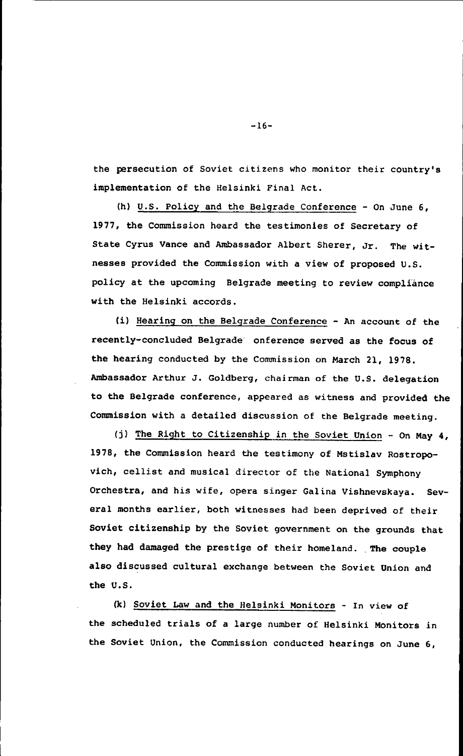the persecution of Soviet citizens who monitor their country's implementation of the Helsinki Final Act.

(h) U.S. Policy and the Belgrade Conference - On June 6, 1977, the Commission heard the testimonies of Secretary of State Cyrus Vance and Ambassador Albert Sherer, Jr. The witnesses provided the Commission with a view of proposed U.S. policy at the upcoming Belgrade meeting to review compliance with the Helsinki accords.

(i) Hearing on the Belgrade Conference - An account of the recently-concluded Belgrade onference served as the focus of the hearing conducted by the Commission on March 21, 1978. Ambassador Arthur J. Goldberg, chairman of the U.S. delegation to the Belgrade conference, appeared as witness and provided the Commission with a detailed discussion of the Belgrade meeting.

(j) The Right to Citizenship in the Soviet Union - On May 4, 1978, the Commission heard the testimony of Mstislav Rostropovich, cellist and musical director of the National Symphony Orchestra, and his wife, opera singer Galina Vishnevskaya. Several months earlier, both witnesses had been deprived of their Soviet citizenship by the Soviet government on the grounds that they had damaged the prestige of their homeland. The couple also discussed cultural exchange between the Soviet Union and the U.S.

(k) Soviet Law and the Helsinki Monitors - In view of the scheduled trials of a large number of Helsinki Monitors in the Soviet Union, the Commission conducted hearings on June 6,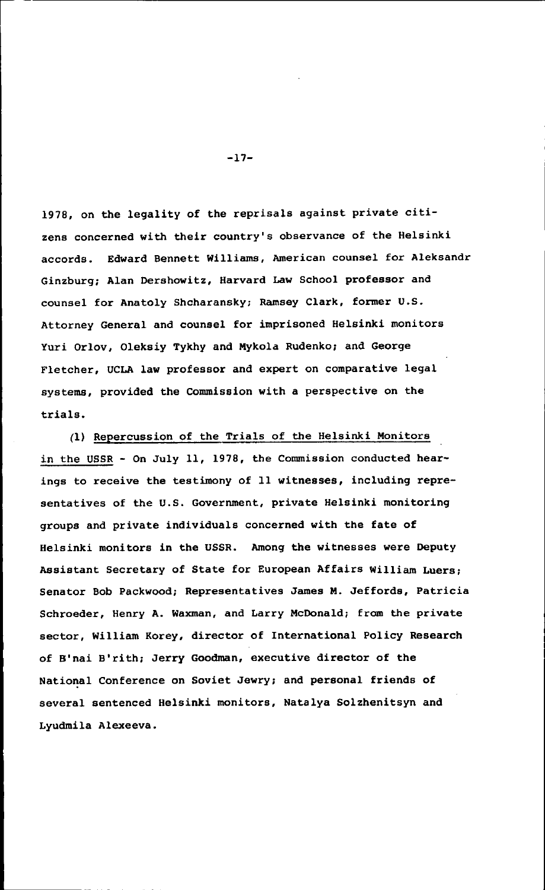1978, on the legality of the reprisals against private citizens concerned with their country's observance of the Helsinki accords. Edward Bennett Williams, American counsel for Aleksandr Ginzburg; Alan Dershowitz, Harvard Law School professor and counsel for Anatoly Shcharansky; Ramsey Clark, former U.S. Attorney General and counsel for imprisoned Helsinki monitors Yuri Orlov, Oleksiy Tykhy and Mykola Rudenko; and George Fletcher, UCLA law professor and expert on comparative legal systems, provided the Commission with a perspective on the trials.

(1) Repercussion of the Trials of the Helsinki Monitors in the USSR - On July 11, 1978, the Commission conducted hearings to receive the testimony of 11 witnesses, including representatives of the U.S. Government, private Helsinki monitoring groups and private individuals concerned with the fate of Helsinki monitors in the USSR. Among the witnesses were Deputy Assistant Secretary of State for European Affairs William Luers; Senator Bob Packwood; Representatives James M. Jeffords, Patricia Schroeder, Henry A. Waxman, and Larry McDonald; from the private sector, William Korey, director of International Policy Research of B'nai B'rith; Jerry Goodman, executive director of the National Conference on Soviet Jewry; and personal friends of several sentenced Helsinki monitors, Natalya Solzhenitsyn and Lyudmila Alexeeva.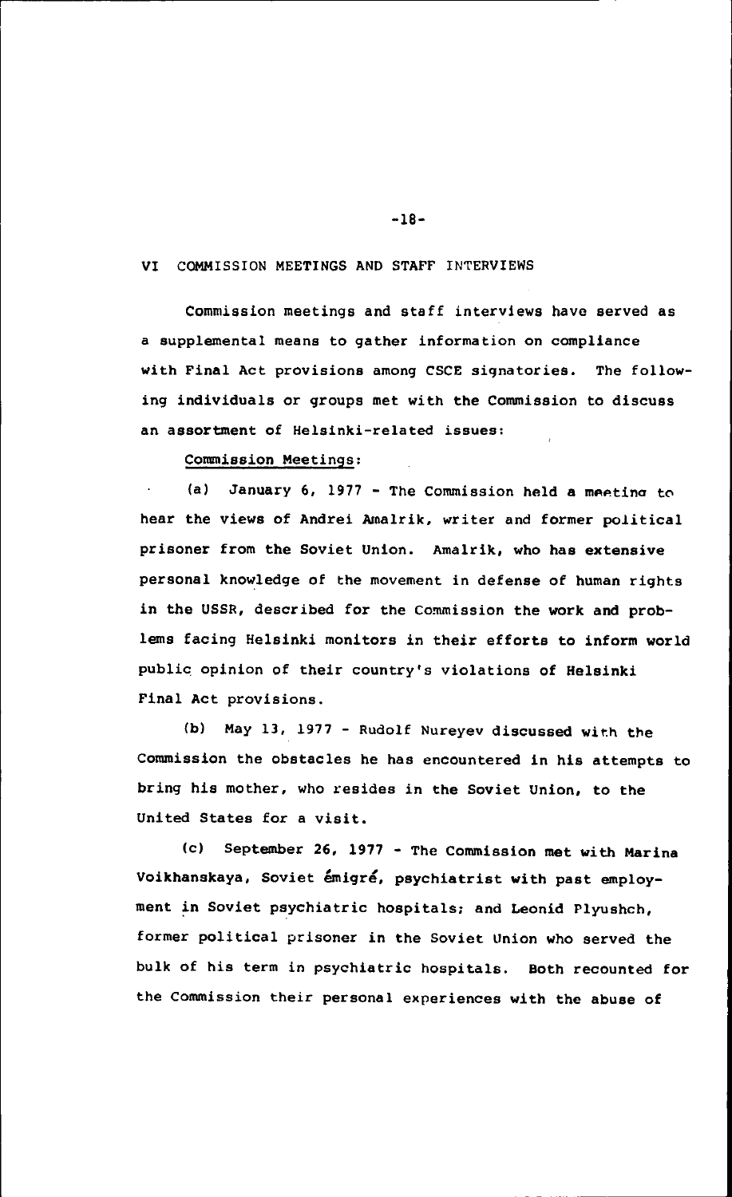## VI COMMISSION MEETINGS AND STAFF INTERVIEWS

Commission meetings and staff interviews have served as a supplemental means to gather information on compliance with Final Act provisions among CSCE signatories. The following individuals or groups met with the Commission to discuss an assortment of Helsinki-related issues:

Commission Meetings:

(a) January 6, 1977 - The Commission held a meeting to hear the views of Andrei Amalrik, writer and former political prisoner from the Soviet Union. Amalrik, who has extensive personal knowledge of the movement in defense of human rights in the USSR, described for the Commission the work and problems facing Helsinki monitors in their efforts to inform world public opinion of their country's violations of Helsinki Final Act provisions.

(b) May 13, 1977 - Rudolf Nureyev discussed with the Commission the obstacles he has encountered in his attempts to bring his mother, who resides in the Soviet Union, to the United States for a visit.

(c) September 26, 1977 - The Commission met with Marina Voikhanskaya, Soviet émigré, psychiatrist with past employment in Soviet psychiatric hospitals; and Leonid Plyushch, former political prisoner in the Soviet Union who served the bulk of his term in psychiatric hospitals. Both recounted for the Commission their personal experiences with the abuse of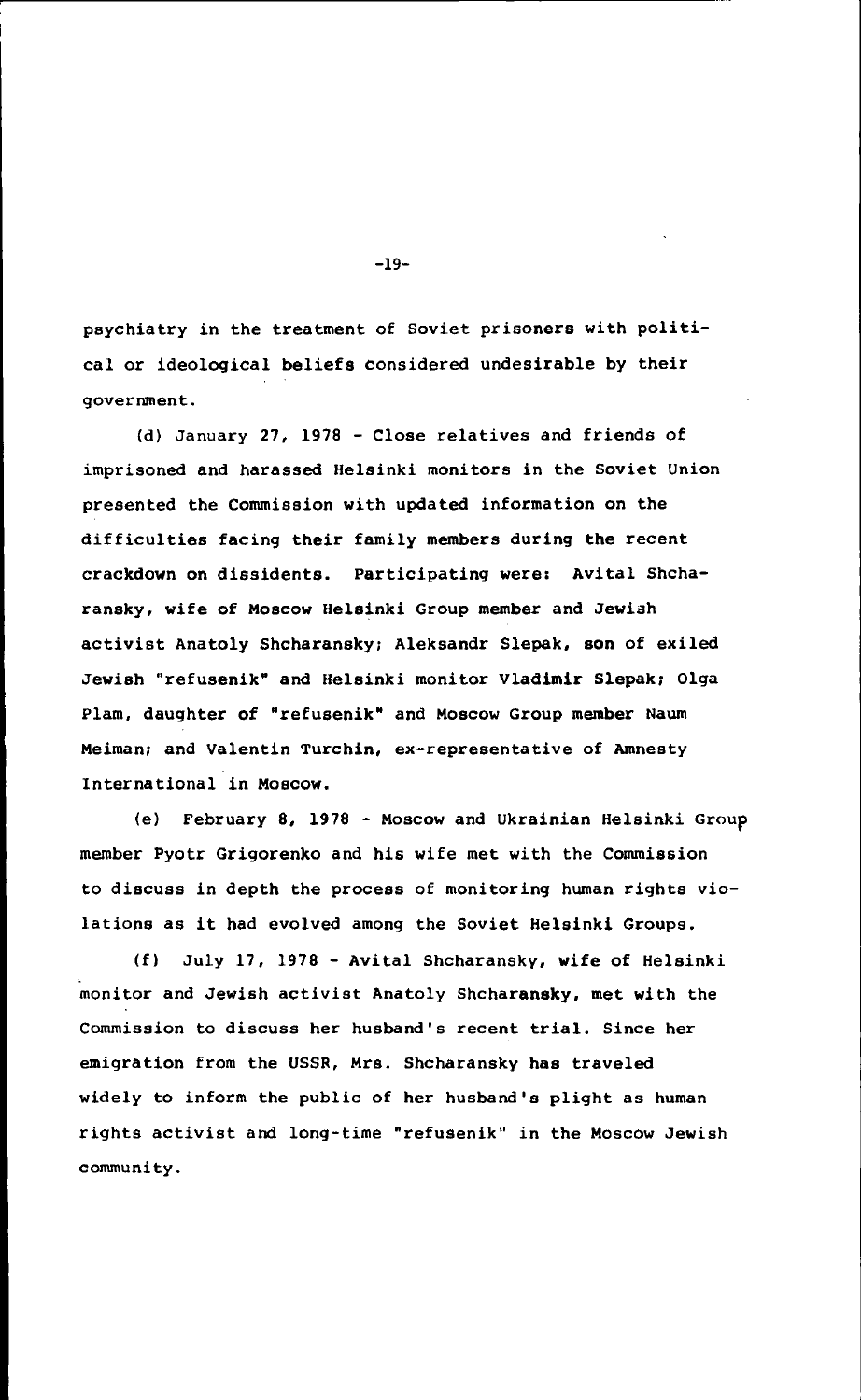psychiatry in the treatment of Soviet prisoners with political or ideological beliefs considered undesirable by their government.

(d) January 27, 1978 - Close relatives and friends of imprisoned and harassed Helsinki monitors in the Soviet Union presented the Commission with updated information on the difficulties facing their family members during the recent crackdown on dissidents. Participating were: Avital Shcharansky, wife of Moscow Helsinki Group member and Jewish activist Anatoly Shcharansky; Aleksandr Slepak, son of exiled Jewish "refusenik" and Helsinki monitor Vladimir Slepak; Olga Plam, daughter of "refusenik" and Moscow Group member Naum Meiman; and Valentin Turchin, ex-representative of Amnesty International in Moscow.

(e) February 8, 1978 - Moscow and Ukrainian Helsinki Group member Pyotr Grigorenko and his wife met with the Commission to discuss in depth the process of monitoring human rights violations as it had evolved among the Soviet Helsinki Groups.

(f) July 17, 1978 - Avital Shcharansky, wife of Helsinki monitor and Jewish activist Anatoly Shcharansky, met with the Commission to discuss her husband's recent trial. Since her emigration from the USSR, Mrs. Shcharansky has traveled widely to inform the public of her husband's plight as human rights activist and long-time "refusenik" in the Moscow Jewish community.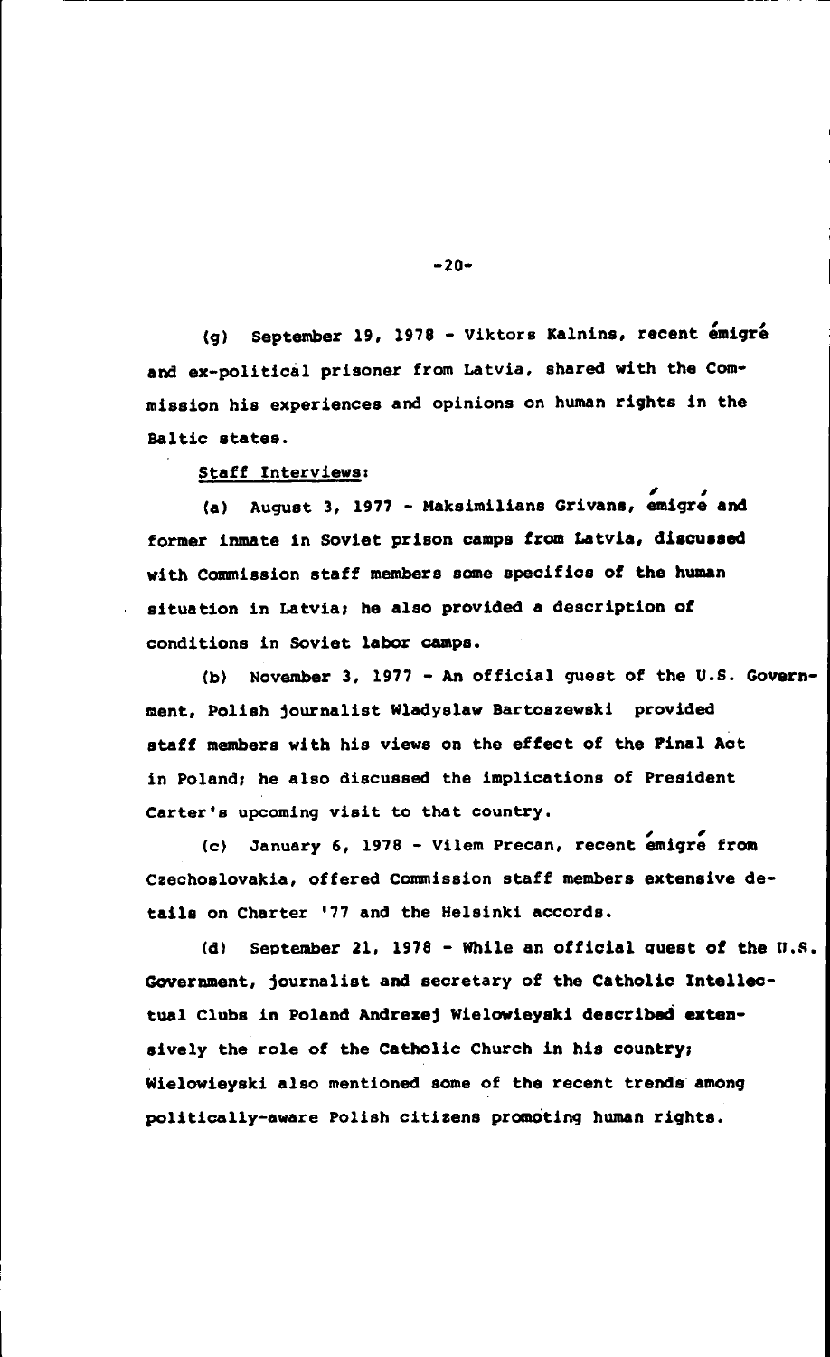(g) September 19, 1978 - Viktors Kalnins, recent émigré and ex-political prisoner from Latvia, shared with the Commission his experiences and opinions on human rights in the Baltic states.

Staff Interviews:

(a) August 3, 1977 - Maksimilians Grivans, émigré and former inmate in Soviet prison camps from Latvia, discussed with Commission staff members some specifics of the human situation in Latvia; he also provided a description of conditions in Soviet labor camps.

(b) November 3, 1977 - An official guest of the U.S. Government, Polish journalist Wladyslaw Bartoszewski provided staff members with his views on the effect of the Final Act in Poland; he also discussed the implications of President Carter's upcoming visit to that country.

(c) January 6, 1978 - Vilem Precan, recent émigré from Czechoslovakia, offered Commission staff members extensive details on Charter '77 and the Helsinki accords.

(d) September 21, 1978 - While an official guest of the U.S. Government, journalist and secretary of the Catholic Intellectual Clubs in Poland Andrezej Wielowieyski described extensively the role of the Catholic Church in his country; Wielowieyski also mentioned some of the recent trends among politically-aware Polish citizens promoting human rights.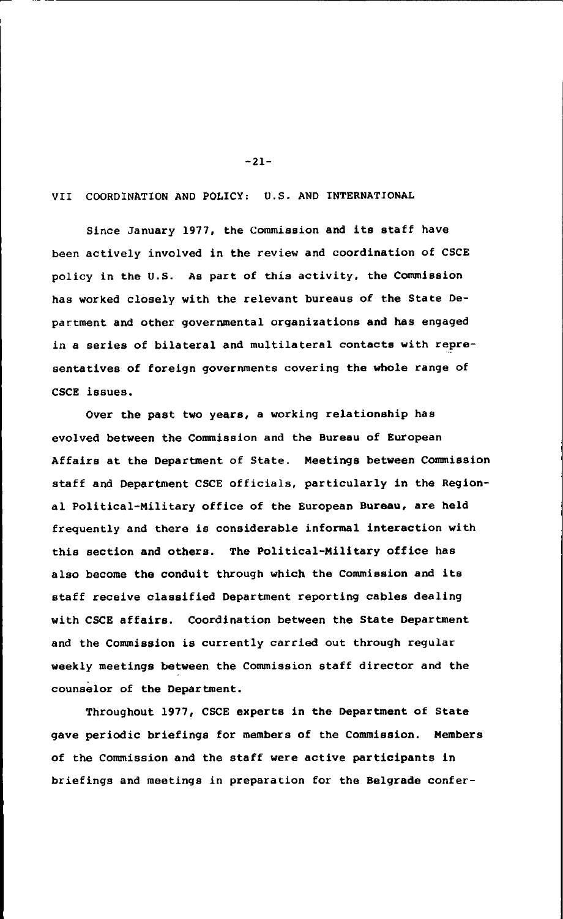## VII COORDINATION AND POLICY: U.S. AND INTERNATIONAL

Since January 1977, the Commission and its staff have been actively involved in the review and coordination of CSCE policy in the U.S. As part of this activity, the Commission has worked closely with the relevant bureaus of the State Department and other governmental organizations and has engaged in a series of bilateral and multilateral contacts with representatives of foreign governments covering the whole range of CSCE issues.

Over the past two years, a working relationship has evolved between the Commission and the Bureau of European Affairs at the Department of State. Meetings between Commission staff and Department CSCE officials, particularly in the Regional Political-Military office of the European Bureau, are held frequently and there is considerable informal interaction with this section and others. The Political-Military office has also become the conduit through which the Commission and its staff receive classified Department reporting cables dealing with CSCE affairs. Coordination between the State Department and the Commission is currently carried out through regular weekly meetings between the Commission staff director and the counselor of the Department.

Throughout 1977, CSCE experts in the Department of State gave periodic briefings for members of the Commission. Members of the Commission and the staff were active participants in briefings and meetings in preparation for the Belgrade confer-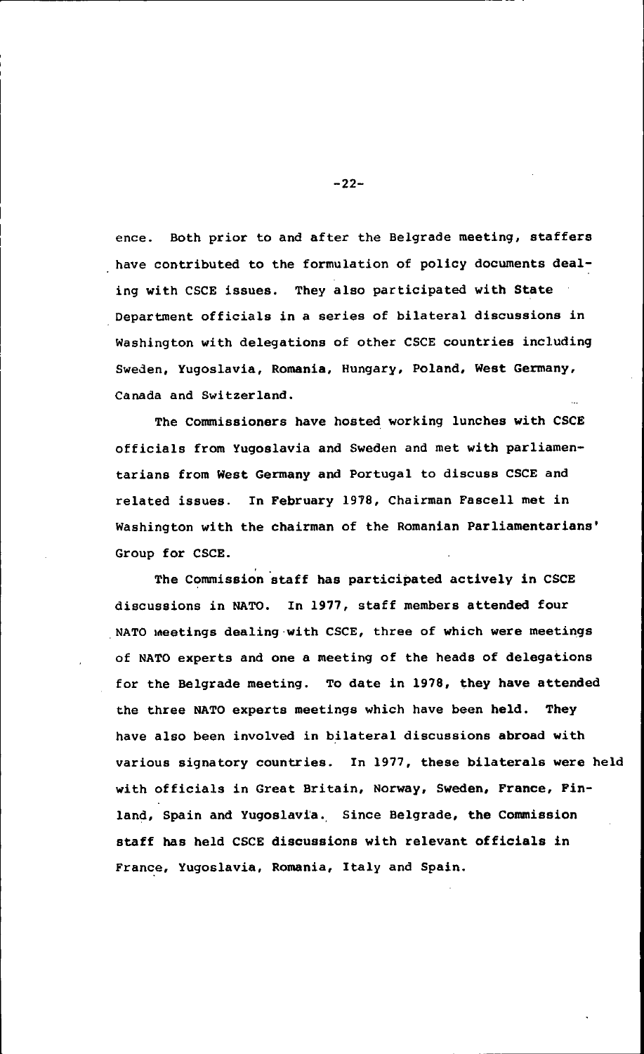ence. Both prior to and after the Belgrade meeting, staffers have contributed to the formulation of policy documents dealing with CSCE issues. They also participated with State Department officials in a series of bilateral discussions in Washington with delegations of other CSCE countries including Sweden, Yugoslavia, Romania, Hungary, Poland, West Germany, Canada and Switzerland.

The Commissioners have hosted working lunches with CSCE officials from Yugoslavia and Sweden and met with parliamentarians from West Germany and Portugal to discuss CSCE and related issues. In February 1978, Chairman Fascell met in Washington with the chairman of the Romanian Parliamentarians' Group for CSCE.

The Commission staff has participated actively in CSCE discussions in NATO. In 1977, staff members attended four NATO meetings dealing with CSCE, three of which were meetings of NATO experts and one a meeting of the heads of delegations for the Belgrade meeting. To date in 1978, they have attended the three NATO experts meetings which have been held. They have also been involved in bilateral discussions abroad with various signatory countries. In 1977, these bilaterals were held with officials in Great Britain, Norway, Sweden, France, Finland, Spain and Yugoslavia. Since Belgrade, the Commission staff has held CSCE discussions with relevant officials in France, Yugoslavia, Romania, Italy and Spain.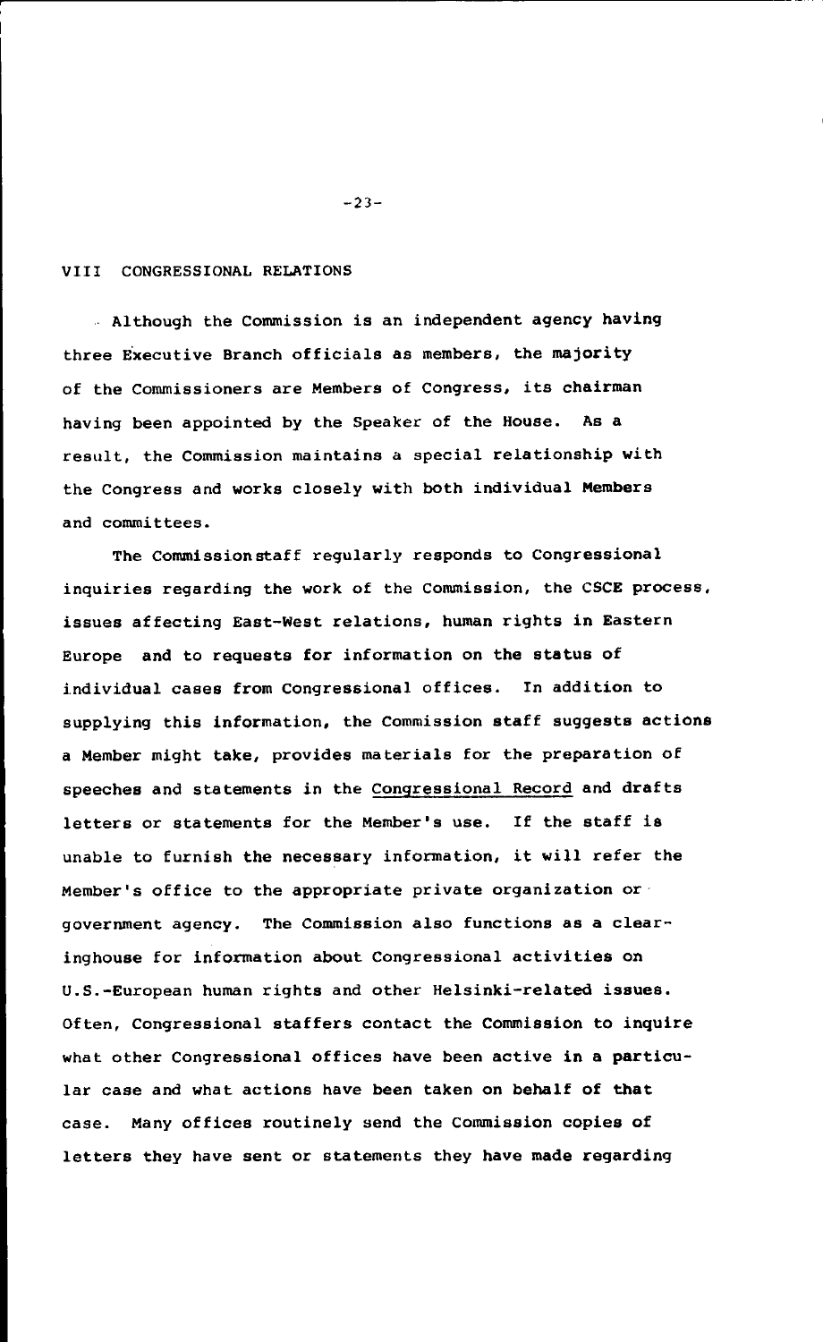## VIII CONGRESSIONAL RELATIONS

Although the Commission is an independent agency having three Executive Branch officials as members, the majority of the Commissioners are Members of Congress, its chairman having been appointed by the Speaker of the House. As a result, the Commission maintains a special relationship with the Congress and works closely with both individual Members and committees.

The Commission staff regularly responds to Congressional inquiries regarding the work of the Commission, the CSCE process, issues affecting East-West relations, human rights in Eastern Europe and to requests for information on the status of individual cases from Congressional offices. In addition to supplying this information, the Commission staff suggests actions a Member might take, provides materials for the preparation of speeches and statements in the Congressional Record and drafts letters or statements for the Member's use. If the staff is unable to furnish the necessary information, it will refer the Member's office to the appropriate private organization or government agency. The Commission also functions as a clearinghouse for information about Congressional activities on U.S.-European human rights and other Helsinki-related issues. Often, Congressional staffers contact the Commission to inquire what other Congressional offices have been active in a particular case and what actions have been taken on behalf of that case. Many offices routinely send the Commission copies of letters they have sent or statements they have made regarding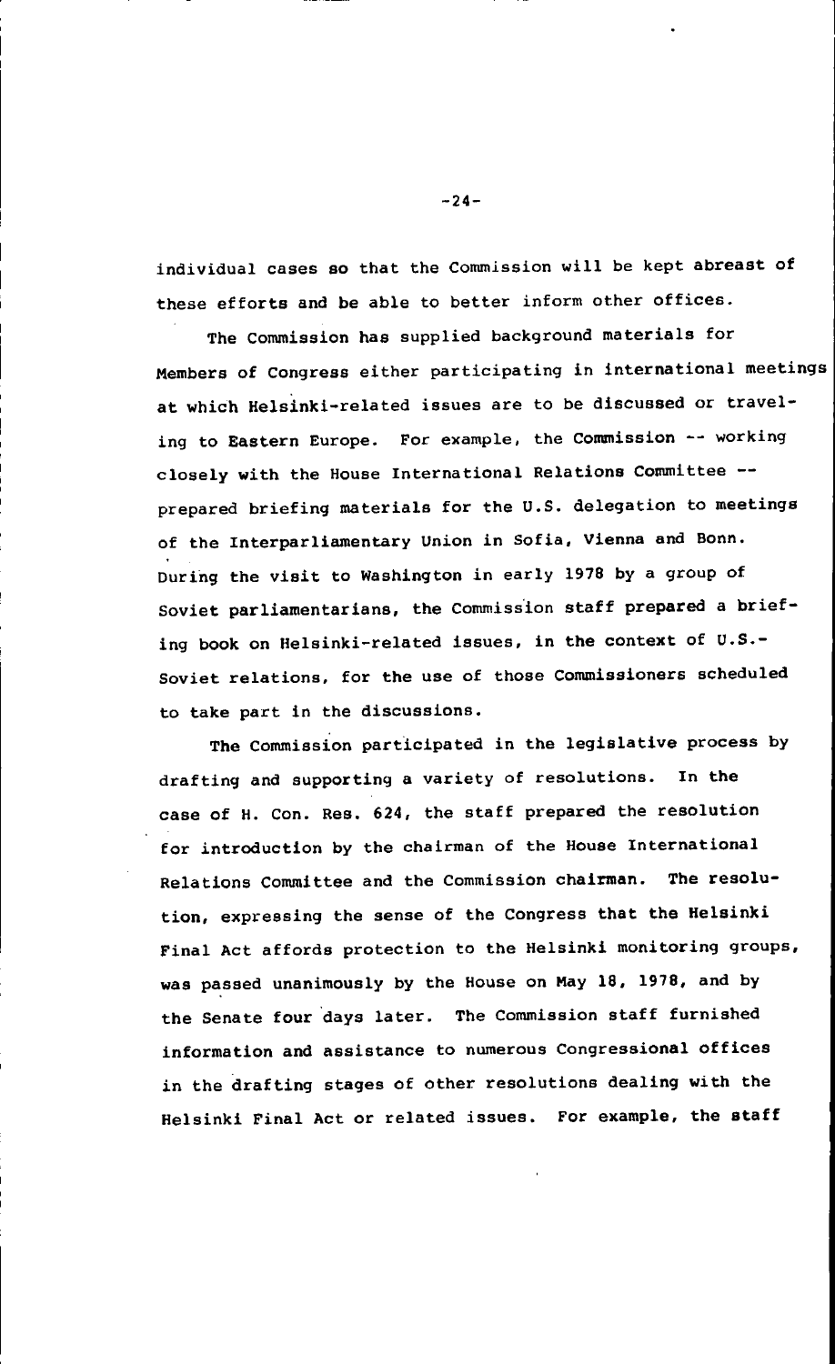individual cases so that the Commission will be kept abreast of these efforts and be able to better inform other offices.

The Commission has supplied background materials for Members of Congress either participating in international meetings at which Helsinki-related issues are to be discussed or traveling to Eastern Europe. For example, the Commission -- working closely with the House International Relations Committee -- prepared briefing materials for the U.S. delegation to meetings of the Interparliamentary Union in Sofia, Vienna and Bonn. During the visit to Washington in early 1978 by a group of Soviet parliamentarians, the Commission staff prepared a briefing book on Helsinki-related issues, in the context of U.S.-Soviet relations, for the use of those Commissioners scheduled to take part in the discussions.

The Commission participated in the legislative process by drafting and supporting a variety of resolutions. In the case of H. Con. Res. 624, the staff prepared the resolution for introduction by the chairman of the House International Relations Committee and the Commission chairman. The resolution, expressing the sense of the Congress that the Helsinki Final Act affords protection to the Helsinki monitoring groups, was passed unanimously by the House on May 18, 1978, and by the Senate four days later. The Commission staff furnished information and assistance to numerous Congressional offices in the drafting stages of other resolutions dealing with the Helsinki Final Act or related issues. For example, the staff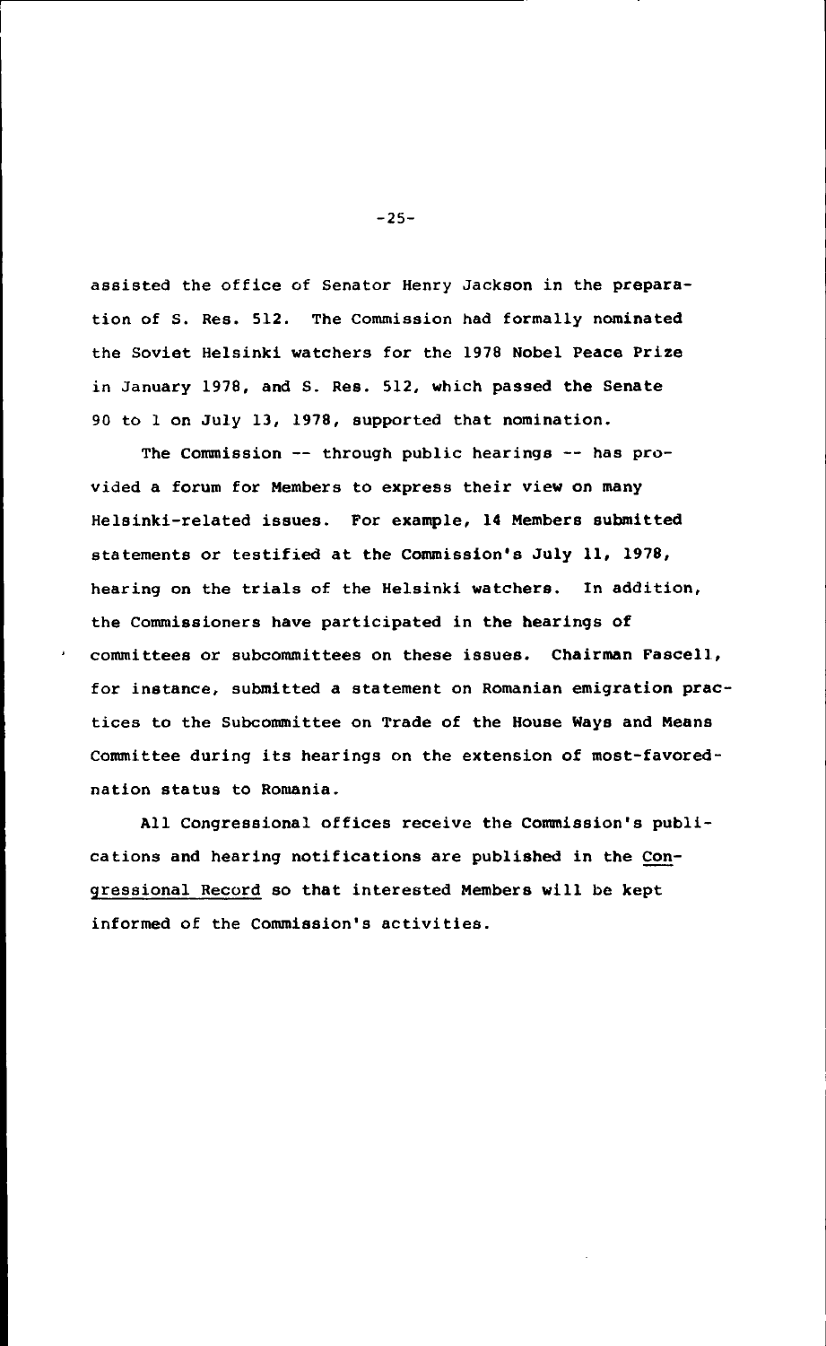assisted the office of Senator Henry Jackson in the preparation of S. Res. 512. The Commission had formally nominated the Soviet Helsinki watchers for the 1978 Nobel Peace Prize in January 1978, and S. Res. 512, which passed the Senate 90 to 1 on July 13, 1978, supported that nomination.

The Commission -- through public hearings -- has provided a forum for Members to express their view on many Helsinki-related issues. For example, 14 Members submitted statements or testified at the Commission's July 11, 1978, hearing on the trials of the Helsinki watchers. In addition, the Commissioners have participated in the hearings of committees or subcommittees on these issues. Chairman Fascell, for instance, submitted a statement on Romanian emigration practices to the Subcommittee on Trade of the House Ways and Means Committee during its hearings on the extension of most-favored-nation status to Romania.

All Congressional offices receive the Commission's publications and hearing notifications are published in the Congressional Record so that interested Members will be kept informed of the Commission's activities.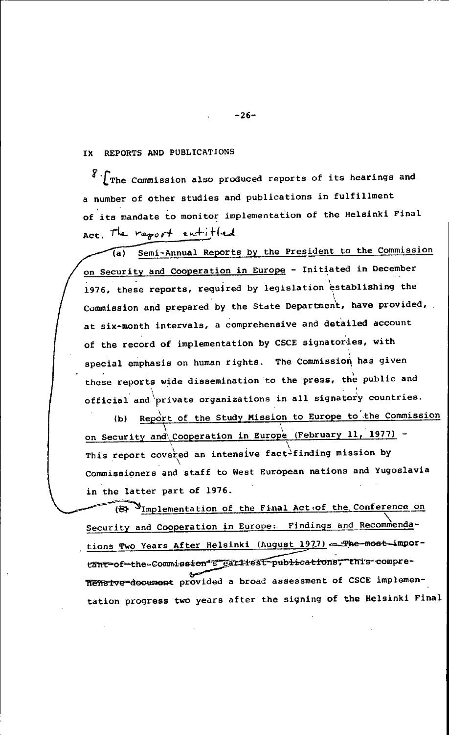## IX REPORTS AND PUBLICATIONS

8. [The Commission also produced reports of its hearings and a number of other studies and publications in fulfillment of its mandate to monitor implementation of the Helsinki Final Act. The report entitled

(a) Semi-Annual Reports by the President to the Commission on Security and Cooperation in Europe - Initiated in December 1976, these reports, required by legislation establishing the Commission and prepared by the State Department, have provided, at six-month intervals, a comprehensive and detailed account of the record of implementation by CSCE signatories, with special emphasis on human rights. The Commission has given these reports wide dissemination to the press, the public and official and private organizations in all signatory countries.

(b) Report of the Study Mission to Europe to the Commission on Security and Cooperation in Europe (February 11, 1977) - This report covered an intensive fact-finding mission by Commissioners and staff to West European nations and Yugoslavia in the latter part of 1976.

~~(c)~~ Implementation of the Final Act of the Conference on Security and Cooperation in Europe: Findings and Recommendations Two Years After Helsinki (August 1977) ~~- The most important of the Commission's earliest publications, this comprehensive document~~ provided a broad assessment of CSCE implementation progress two years after the signing of the Helsinki Final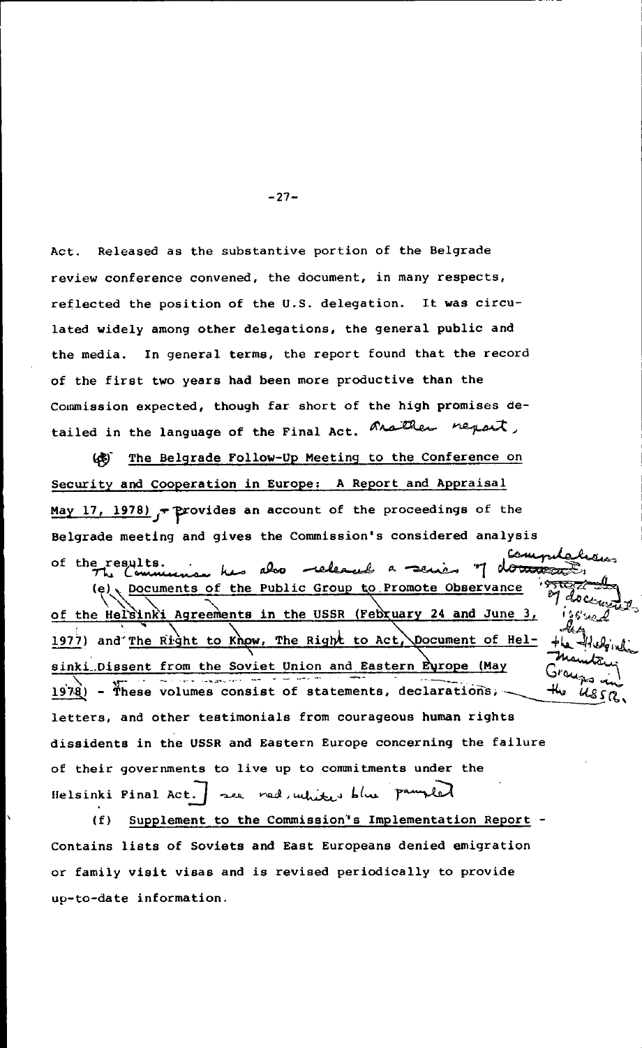Act. Released as the substantive portion of the Belgrade review conference convened, the document, in many respects, reflected the position of the U.S. delegation. It was circulated widely among other delegations, the general public and the media. In general terms, the report found that the record of the first two years had been more productive than the Commission expected, though far short of the high promises detailed in the language of the Final Act. Another report,

(d) The Belgrade Follow-Up Meeting to the Conference on Security and Cooperation in Europe: A Report and Appraisal May 17, 1978), provides an account of the proceedings of the Belgrade meeting and gives the Commission's considered analysis of the results. The Commission has also released a series of compilations of documents issued by the Helsinki Monitoring Groups in the USSR.

(e) Documents of the Public Group to Promote Observance of the Helsinki Agreements in the USSR (February 24 and June 3, 1977) and The Right to Know, The Right to Act, Document of Helsinki Dissent from the Soviet Union and Eastern Europe (May 1978) - These volumes consist of statements, declarations, letters, and other testimonials from courageous human rights dissidents in the USSR and Eastern Europe concerning the failure of their governments to live up to commitments under the Helsinki Final Act.] see red, white, blue pamphlet

(f) Supplement to the Commission's Implementation Report - Contains lists of Soviets and East Europeans denied emigration or family visit visas and is revised periodically to provide up-to-date information.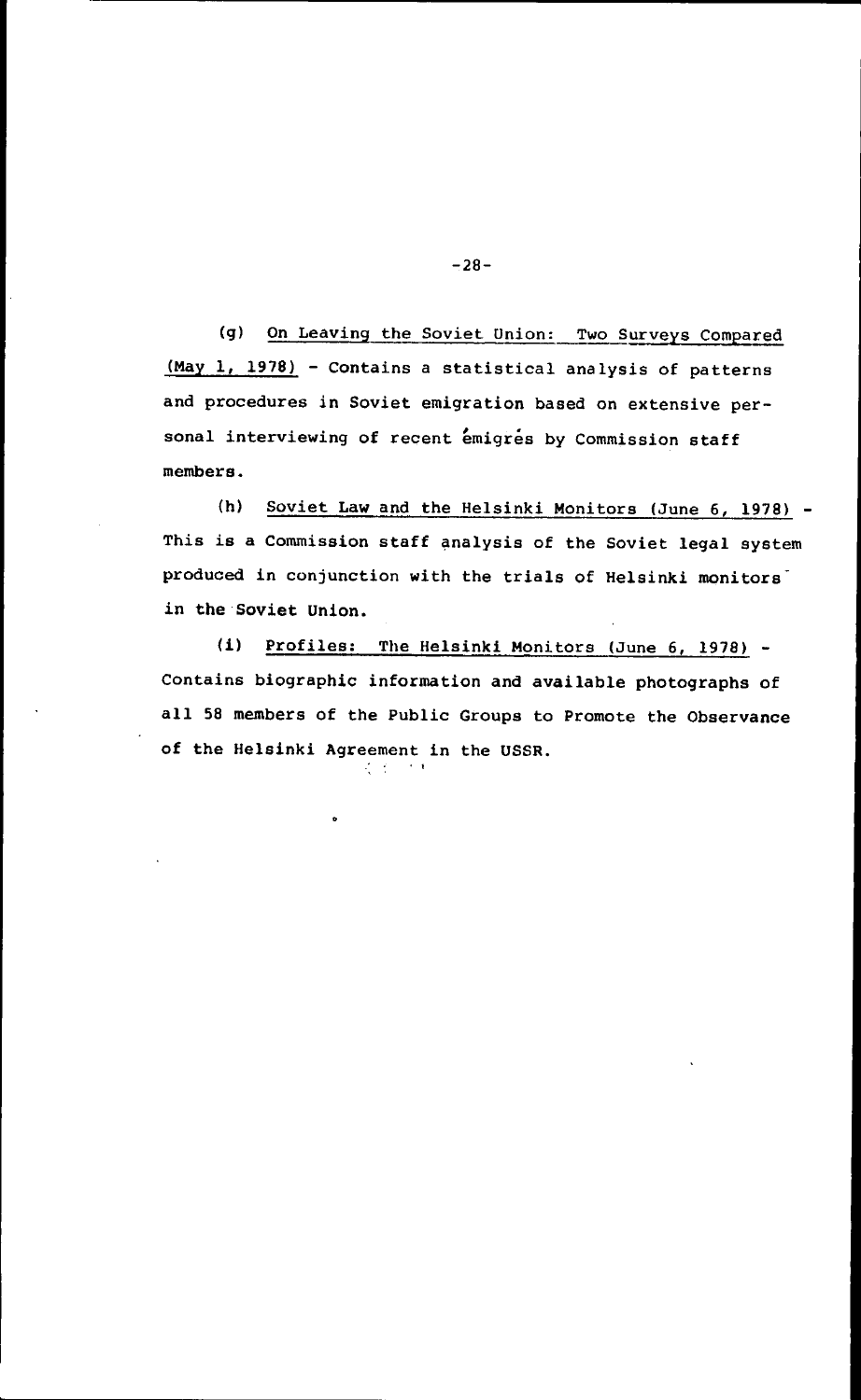(g) <u>On Leaving the Soviet Union: Two Surveys Compared (May 1, 1978)</u> - Contains a statistical analysis of patterns and procedures in Soviet emigration based on extensive personal interviewing of recent émigrés by Commission staff members.

(h) <u>Soviet Law and the Helsinki Monitors (June 6, 1978)</u> - This is a Commission staff analysis of the Soviet legal system produced in conjunction with the trials of Helsinki monitors in the Soviet Union.

(i) <u>Profiles: The Helsinki Monitors (June 6, 1978)</u> - Contains biographic information and available photographs of all 58 members of the Public Groups to Promote the Observance of the Helsinki Agreement in the USSR.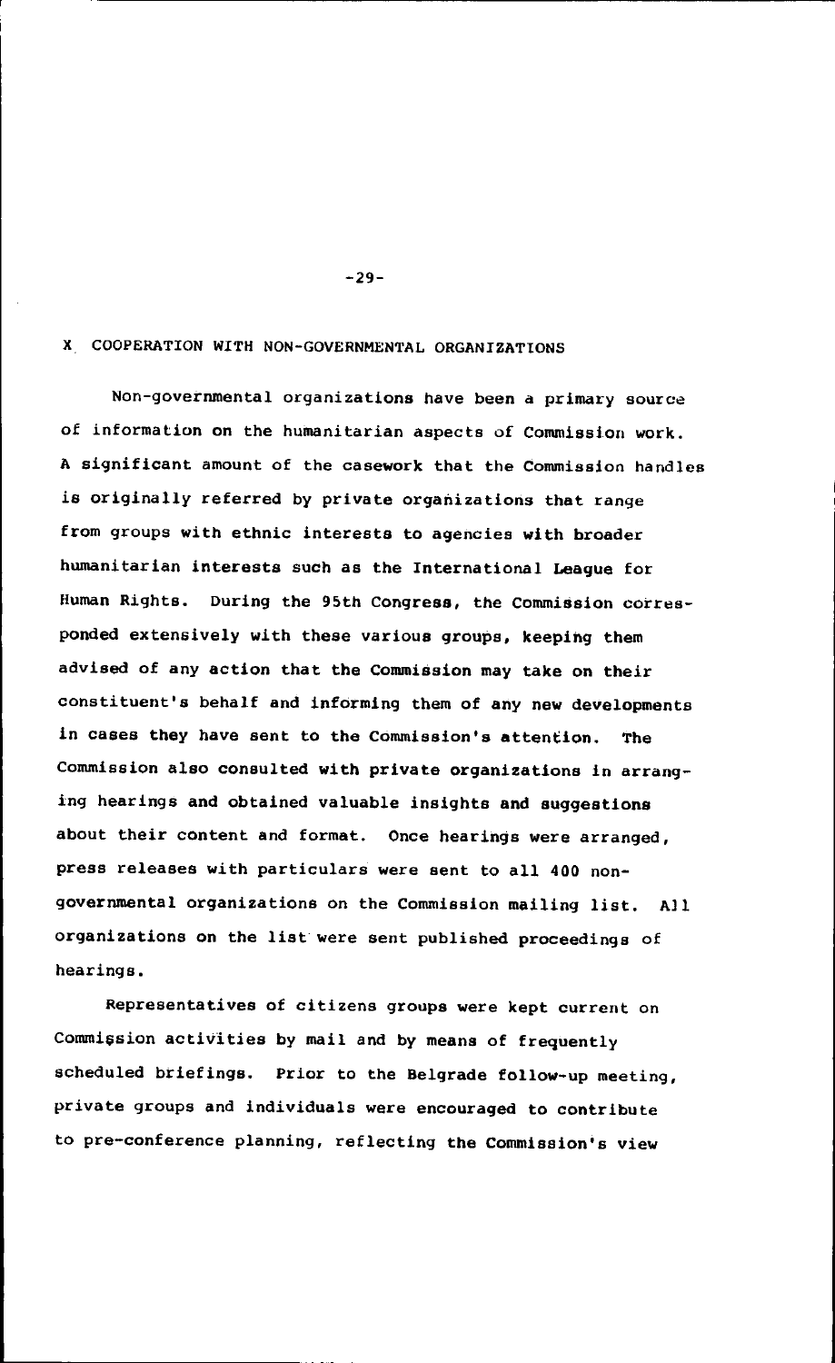## X. COOPERATION WITH NON-GOVERNMENTAL ORGANIZATIONS

Non-governmental organizations have been a primary source of information on the humanitarian aspects of Commission work. A significant amount of the casework that the Commission handles is originally referred by private organizations that range from groups with ethnic interests to agencies with broader humanitarian interests such as the International League for Human Rights. During the 95th Congress, the Commission corresponded extensively with these various groups, keeping them advised of any action that the Commission may take on their constituent's behalf and informing them of any new developments in cases they have sent to the Commission's attention. The Commission also consulted with private organizations in arranging hearings and obtained valuable insights and suggestions about their content and format. Once hearings were arranged, press releases with particulars were sent to all 400 non-governmental organizations on the Commission mailing list. All organizations on the list were sent published proceedings of hearings.

Representatives of citizens groups were kept current on Commission activities by mail and by means of frequently scheduled briefings. Prior to the Belgrade follow-up meeting, private groups and individuals were encouraged to contribute to pre-conference planning, reflecting the Commission's view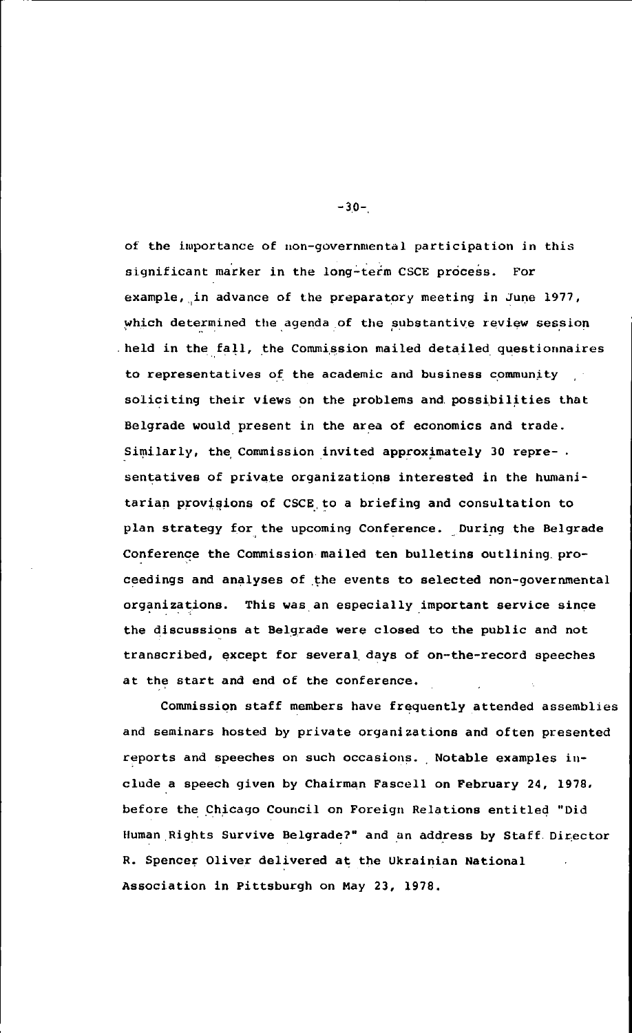of the importance of non-governmental participation in this significant marker in the long-term CSCE process. For example, in advance of the preparatory meeting in June 1977, which determined the agenda of the substantive review session held in the fall, the Commission mailed detailed questionnaires to representatives of the academic and business community soliciting their views on the problems and possibilities that Belgrade would present in the area of economics and trade. Similarly, the Commission invited approximately 30 representatives of private organizations interested in the humanitarian provisions of CSCE to a briefing and consultation to plan strategy for the upcoming Conference. During the Belgrade Conference the Commission mailed ten bulletins outlining proceedings and analyses of the events to selected non-governmental organizations. This was an especially important service since the discussions at Belgrade were closed to the public and not transcribed, except for several days of on-the-record speeches at the start and end of the conference.

Commission staff members have frequently attended assemblies and seminars hosted by private organizations and often presented reports and speeches on such occasions. Notable examples include a speech given by Chairman Fascell on February 24, 1978, before the Chicago Council on Foreign Relations entitled "Did Human Rights Survive Belgrade?" and an address by Staff Director R. Spencer Oliver delivered at the Ukrainian National Association in Pittsburgh on May 23, 1978.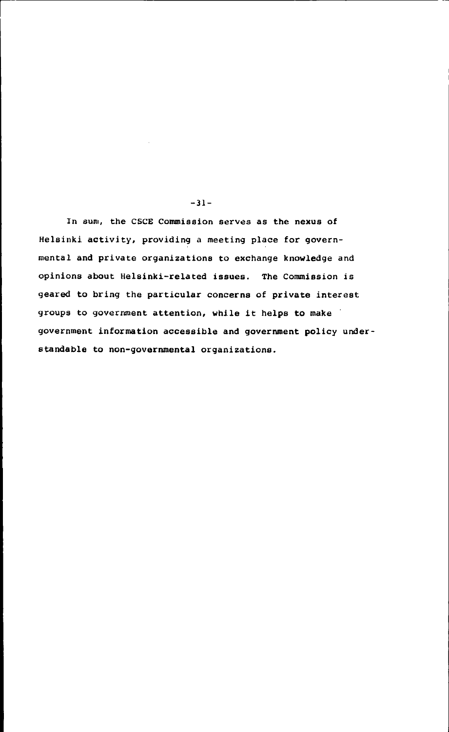In sum, the CSCE Commission serves as the nexus of Helsinki activity, providing a meeting place for governmental and private organizations to exchange knowledge and opinions about Helsinki-related issues. The Commission is geared to bring the particular concerns of private interest groups to government attention, while it helps to make government information accessible and government policy understandable to non-governmental organizations.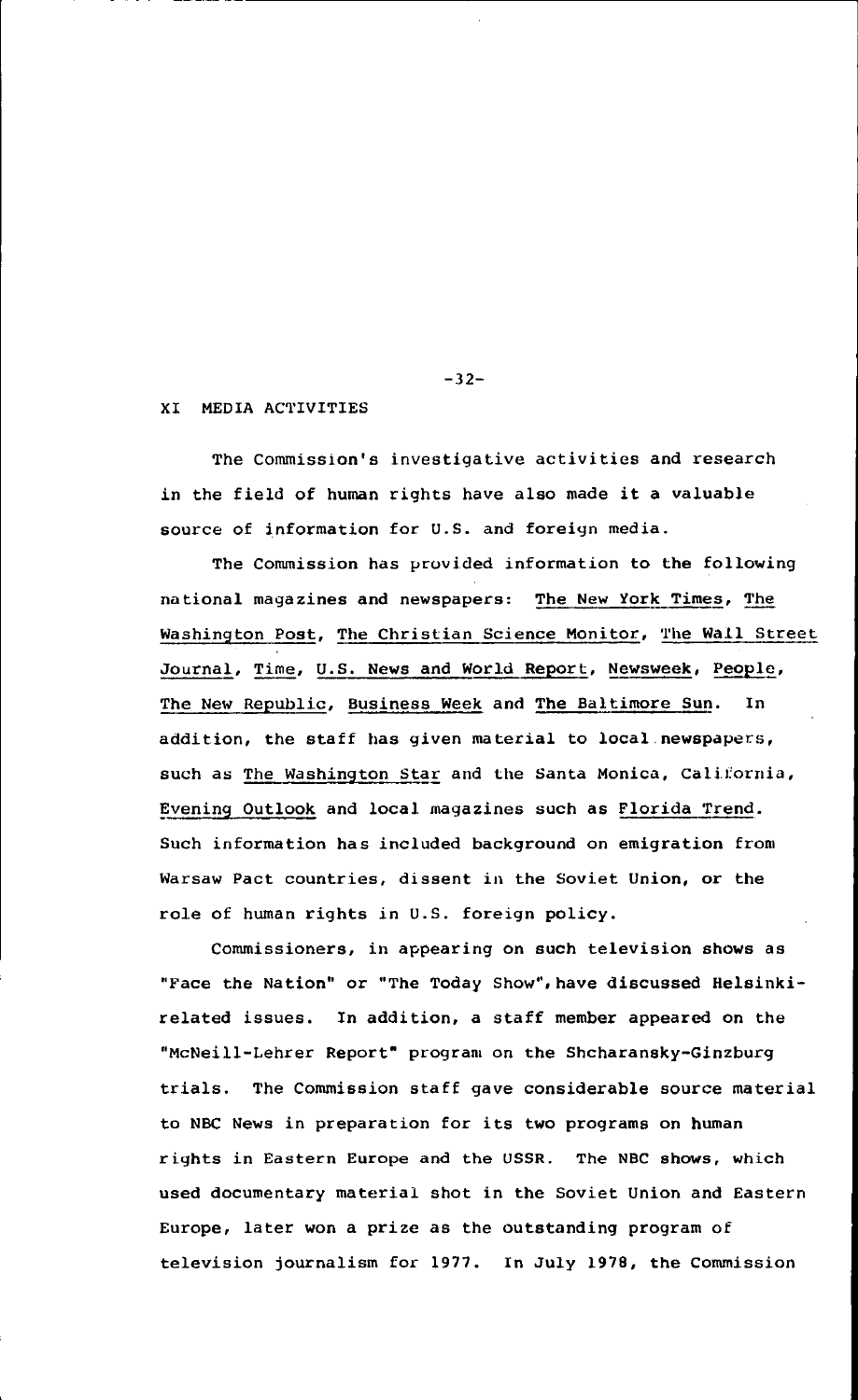## XI MEDIA ACTIVITIES

The Commission's investigative activities and research in the field of human rights have also made it a valuable source of information for U.S. and foreign media.

The Commission has provided information to the following national magazines and newspapers: The New York Times, The Washington Post, The Christian Science Monitor, The Wall Street Journal, Time, U.S. News and World Report, Newsweek, People, The New Republic, Business Week and The Baltimore Sun. In addition, the staff has given material to local newspapers, such as The Washington Star and the Santa Monica, California, Evening Outlook and local magazines such as Florida Trend. Such information has included background on emigration from Warsaw Pact countries, dissent in the Soviet Union, or the role of human rights in U.S. foreign policy.

Commissioners, in appearing on such television shows as "Face the Nation" or "The Today Show", have discussed Helsinki-related issues. In addition, a staff member appeared on the "McNeill-Lehrer Report" program on the Shcharansky-Ginzburg trials. The Commission staff gave considerable source material to NBC News in preparation for its two programs on human rights in Eastern Europe and the USSR. The NBC shows, which used documentary material shot in the Soviet Union and Eastern Europe, later won a prize as the outstanding program of television journalism for 1977. In July 1978, the Commission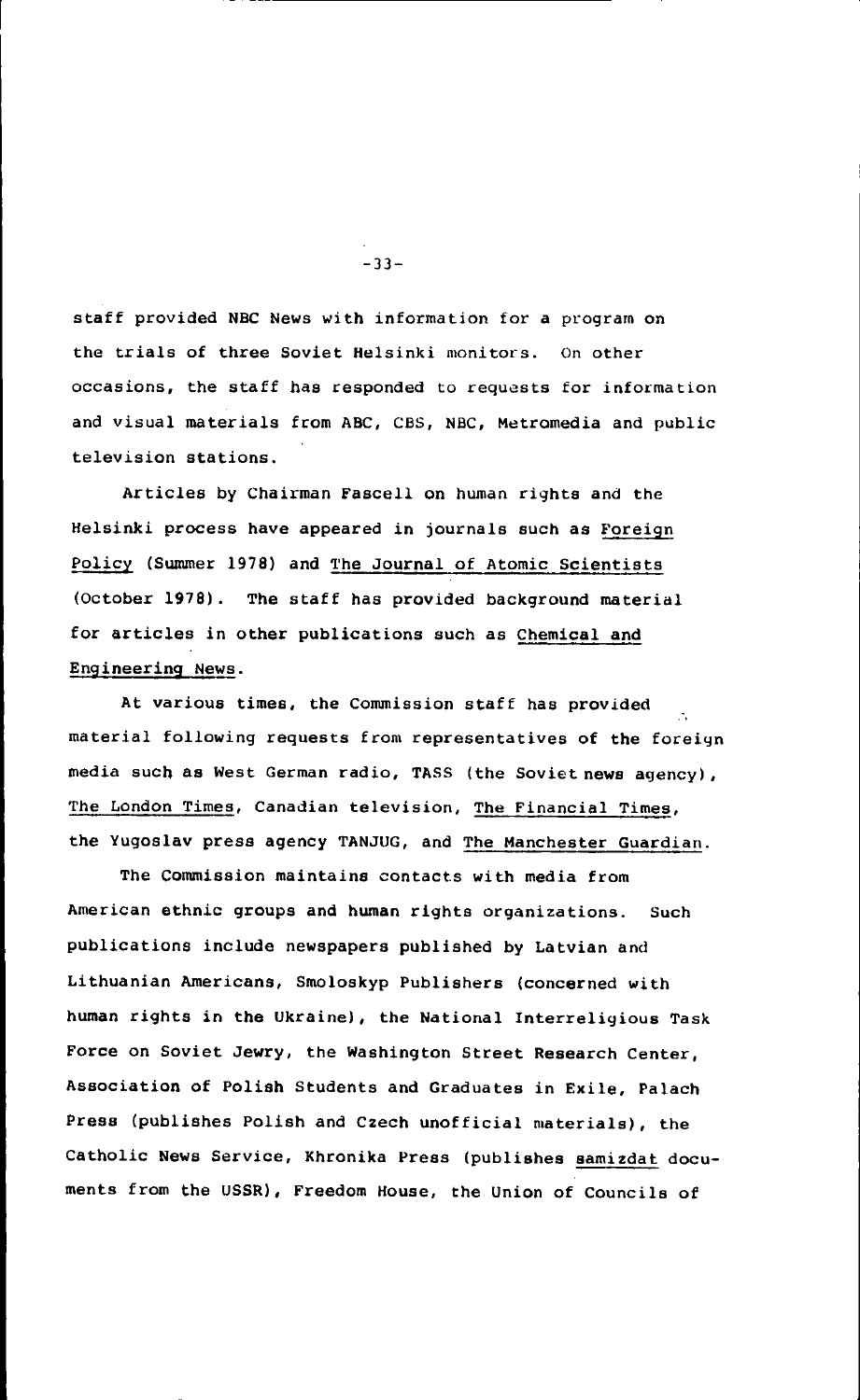staff provided NBC News with information for a program on the trials of three Soviet Helsinki monitors. On other occasions, the staff has responded to requests for information and visual materials from ABC, CBS, NBC, Metromedia and public television stations.

Articles by Chairman Fascell on human rights and the Helsinki process have appeared in journals such as Foreign Policy (Summer 1978) and The Journal of Atomic Scientists (October 1978). The staff has provided background material for articles in other publications such as Chemical and Engineering News.

At various times, the Commission staff has provided material following requests from representatives of the foreign media such as West German radio, TASS (the Soviet news agency), The London Times, Canadian television, The Financial Times, the Yugoslav press agency TANJUG, and The Manchester Guardian.

The Commission maintains contacts with media from American ethnic groups and human rights organizations. Such publications include newspapers published by Latvian and Lithuanian Americans, Smoloskyp Publishers (concerned with human rights in the Ukraine), the National Interreligious Task Force on Soviet Jewry, the Washington Street Research Center, Association of Polish Students and Graduates in Exile, Palach Press (publishes Polish and Czech unofficial materials), the Catholic News Service, Khronika Press (publishes samizdat documents from the USSR), Freedom House, the Union of Councils of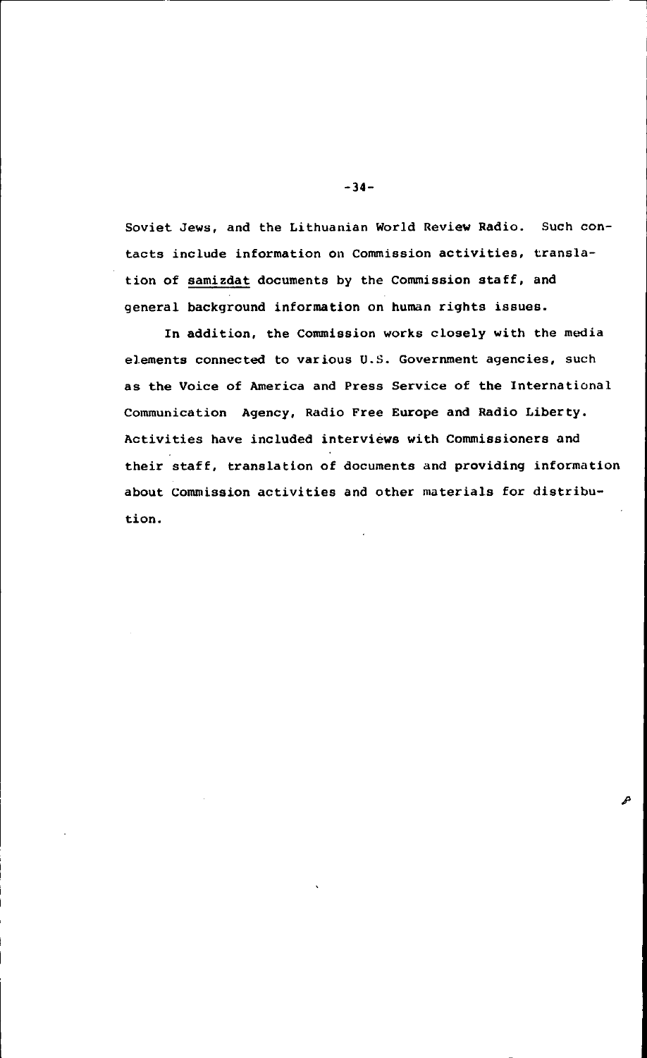Soviet Jews, and the Lithuanian World Review Radio. Such contacts include information on Commission activities, translation of samizdat documents by the Commission staff, and general background information on human rights issues.

In addition, the Commission works closely with the media elements connected to various U.S. Government agencies, such as the Voice of America and Press Service of the International Communication Agency, Radio Free Europe and Radio Liberty. Activities have included interviews with Commissioners and their staff, translation of documents and providing information about Commission activities and other materials for distribution.